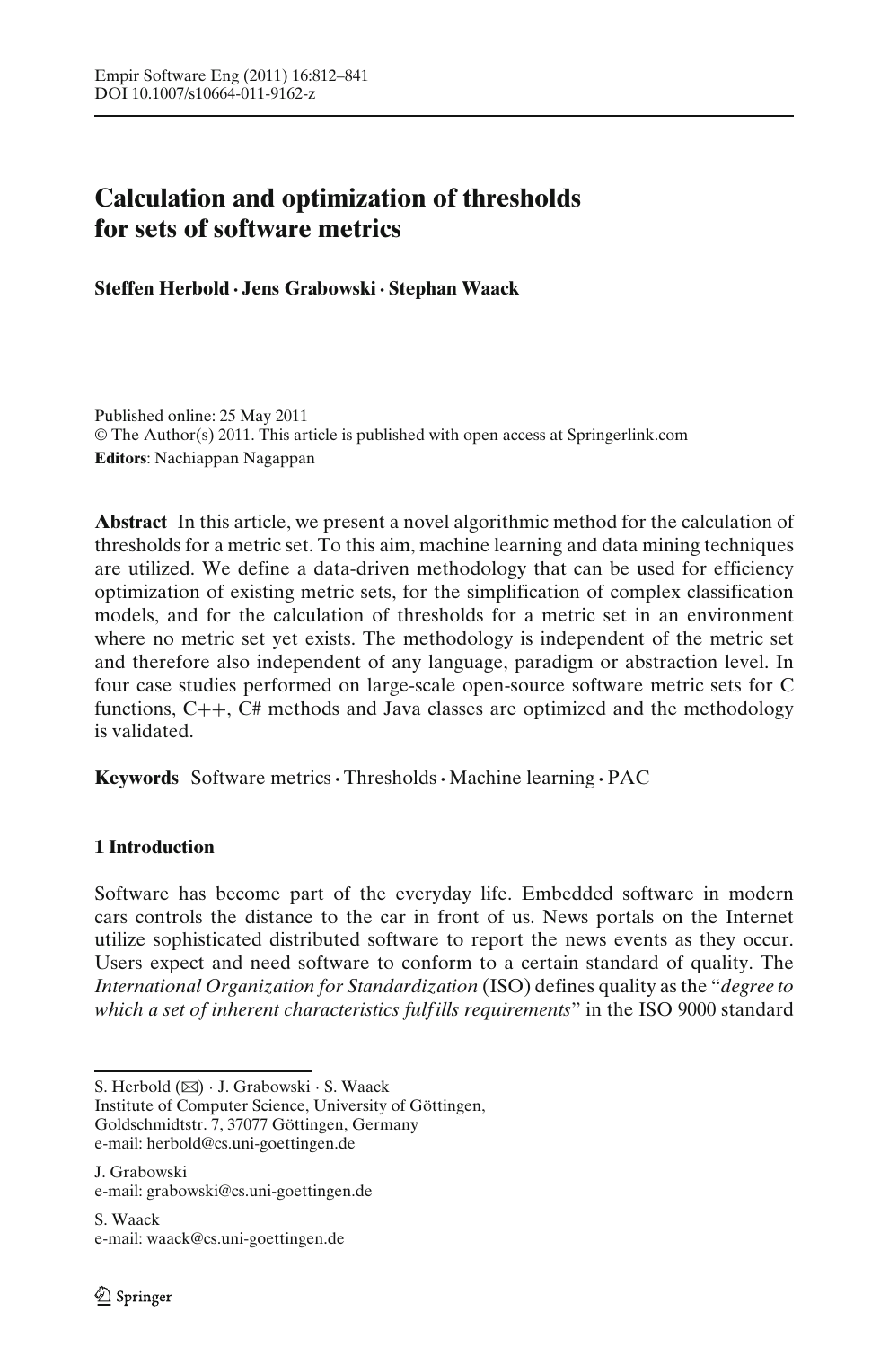# Calculation and optimization of thresholds for sets of software metrics

**Steffen Herbold · Jens Grabowski · Stephan Waack**

Published online: 25 May 2011
© The Author(s) 2011. This article is published with open access at Springerlink.com
**Editors**: Nachiappan Nagappan

**Abstract** In this article, we present a novel algorithmic method for the calculation of thresholds for a metric set. To this aim, machine learning and data mining techniques are utilized. We define a data-driven methodology that can be used for efficiency optimization of existing metric sets, for the simplification of complex classification models, and for the calculation of thresholds for a metric set in an environment where no metric set yet exists. The methodology is independent of the metric set and therefore also independent of any language, paradigm or abstraction level. In four case studies performed on large-scale open-source software metric sets for C functions, C++, C# methods and Java classes are optimized and the methodology is validated.

**Keywords** Software metrics · Thresholds · Machine learning · PAC

## 1 Introduction

Software has become part of the everyday life. Embedded software in modern cars controls the distance to the car in front of us. News portals on the Internet utilize sophisticated distributed software to report the news events as they occur. Users expect and need software to conform to a certain standard of quality. The *International Organization for Standardization* (ISO) defines quality as the "*degree to which a set of inherent characteristics fulfills requirements*" in the ISO 9000 standard

---

S. Herbold (✉) · J. Grabowski · S. Waack
Institute of Computer Science, University of Göttingen,
Goldschmidtstr. 7, 37077 Göttingen, Germany
e-mail: herbold@cs.uni-goettingen.de

J. Grabowski
e-mail: grabowski@cs.uni-goettingen.de

S. Waack
e-mail: waack@cs.uni-goettingen.de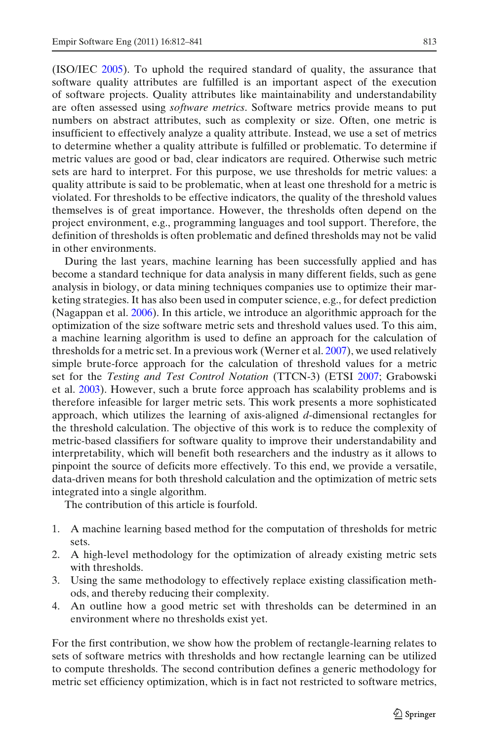(ISO/IEC 2005). To uphold the required standard of quality, the assurance that software quality attributes are fulfilled is an important aspect of the execution of software projects. Quality attributes like maintainability and understandability are often assessed using *software metrics*. Software metrics provide means to put numbers on abstract attributes, such as complexity or size. Often, one metric is insufficient to effectively analyze a quality attribute. Instead, we use a set of metrics to determine whether a quality attribute is fulfilled or problematic. To determine if metric values are good or bad, clear indicators are required. Otherwise such metric sets are hard to interpret. For this purpose, we use thresholds for metric values: a quality attribute is said to be problematic, when at least one threshold for a metric is violated. For thresholds to be effective indicators, the quality of the threshold values themselves is of great importance. However, the thresholds often depend on the project environment, e.g., programming languages and tool support. Therefore, the definition of thresholds is often problematic and defined thresholds may not be valid in other environments.

During the last years, machine learning has been successfully applied and has become a standard technique for data analysis in many different fields, such as gene analysis in biology, or data mining techniques companies use to optimize their marketing strategies. It has also been used in computer science, e.g., for defect prediction (Nagappan et al. 2006). In this article, we introduce an algorithmic approach for the optimization of the size software metric sets and threshold values used. To this aim, a machine learning algorithm is used to define an approach for the calculation of thresholds for a metric set. In a previous work (Werner et al. 2007), we used relatively simple brute-force approach for the calculation of threshold values for a metric set for the *Testing and Test Control Notation* (TTCN-3) (ETSI 2007; Grabowski et al. 2003). However, such a brute force approach has scalability problems and is therefore infeasible for larger metric sets. This work presents a more sophisticated approach, which utilizes the learning of axis-aligned $d$-dimensional rectangles for the threshold calculation. The objective of this work is to reduce the complexity of metric-based classifiers for software quality to improve their understandability and interpretability, which will benefit both researchers and the industry as it allows to pinpoint the source of deficits more effectively. To this end, we provide a versatile, data-driven means for both threshold calculation and the optimization of metric sets integrated into a single algorithm.

The contribution of this article is fourfold.

1. A machine learning based method for the computation of thresholds for metric sets.
2. A high-level methodology for the optimization of already existing metric sets with thresholds.
3. Using the same methodology to effectively replace existing classification methods, and thereby reducing their complexity.
4. An outline how a good metric set with thresholds can be determined in an environment where no thresholds exist yet.

For the first contribution, we show how the problem of rectangle-learning relates to sets of software metrics with thresholds and how rectangle learning can be utilized to compute thresholds. The second contribution defines a generic methodology for metric set efficiency optimization, which is in fact not restricted to software metrics,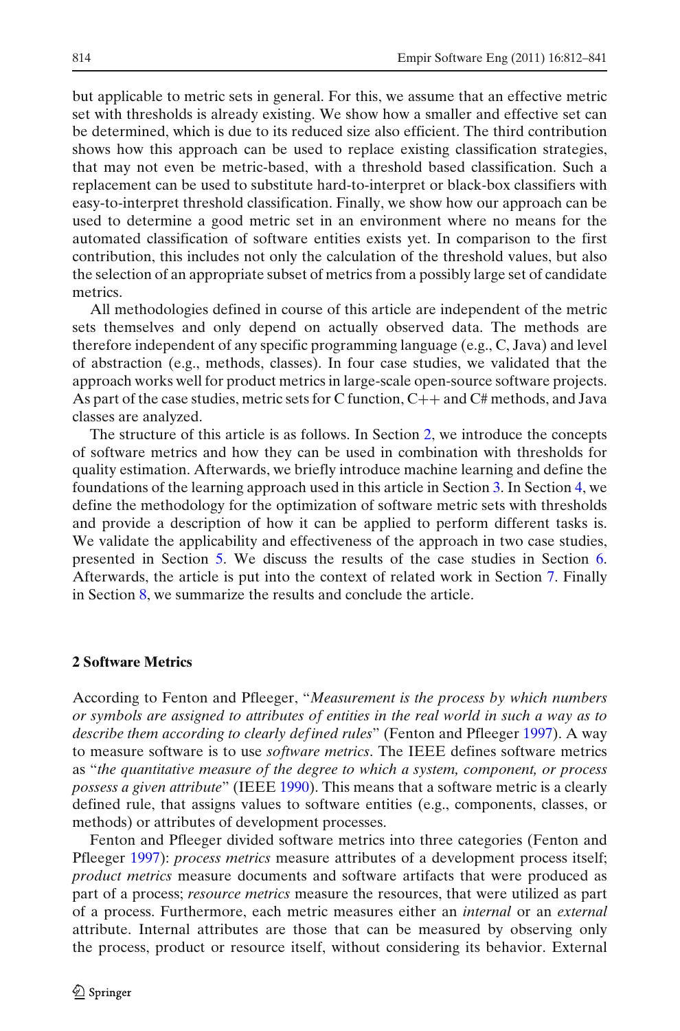but applicable to metric sets in general. For this, we assume that an effective metric set with thresholds is already existing. We show how a smaller and effective set can be determined, which is due to its reduced size also efficient. The third contribution shows how this approach can be used to replace existing classification strategies, that may not even be metric-based, with a threshold based classification. Such a replacement can be used to substitute hard-to-interpret or black-box classifiers with easy-to-interpret threshold classification. Finally, we show how our approach can be used to determine a good metric set in an environment where no means for the automated classification of software entities exists yet. In comparison to the first contribution, this includes not only the calculation of the threshold values, but also the selection of an appropriate subset of metrics from a possibly large set of candidate metrics.

All methodologies defined in course of this article are independent of the metric sets themselves and only depend on actually observed data. The methods are therefore independent of any specific programming language (e.g., C, Java) and level of abstraction (e.g., methods, classes). In four case studies, we validated that the approach works well for product metrics in large-scale open-source software projects. As part of the case studies, metric sets for C function, C++ and C# methods, and Java classes are analyzed.

The structure of this article is as follows. In Section 2, we introduce the concepts of software metrics and how they can be used in combination with thresholds for quality estimation. Afterwards, we briefly introduce machine learning and define the foundations of the learning approach used in this article in Section 3. In Section 4, we define the methodology for the optimization of software metric sets with thresholds and provide a description of how it can be applied to perform different tasks is. We validate the applicability and effectiveness of the approach in two case studies, presented in Section 5. We discuss the results of the case studies in Section 6. Afterwards, the article is put into the context of related work in Section 7. Finally in Section 8, we summarize the results and conclude the article.

## 2 Software Metrics

According to Fenton and Pfleeger, "*Measurement is the process by which numbers or symbols are assigned to attributes of entities in the real world in such a way as to describe them according to clearly defined rules*" (Fenton and Pfleeger 1997). A way to measure software is to use *software metrics*. The IEEE defines software metrics as "*the quantitative measure of the degree to which a system, component, or process possess a given attribute*" (IEEE 1990). This means that a software metric is a clearly defined rule, that assigns values to software entities (e.g., components, classes, or methods) or attributes of development processes.

Fenton and Pfleeger divided software metrics into three categories (Fenton and Pfleeger 1997): *process metrics* measure attributes of a development process itself; *product metrics* measure documents and software artifacts that were produced as part of a process; *resource metrics* measure the resources, that were utilized as part of a process. Furthermore, each metric measures either an *internal* or an *external* attribute. Internal attributes are those that can be measured by observing only the process, product or resource itself, without considering its behavior. External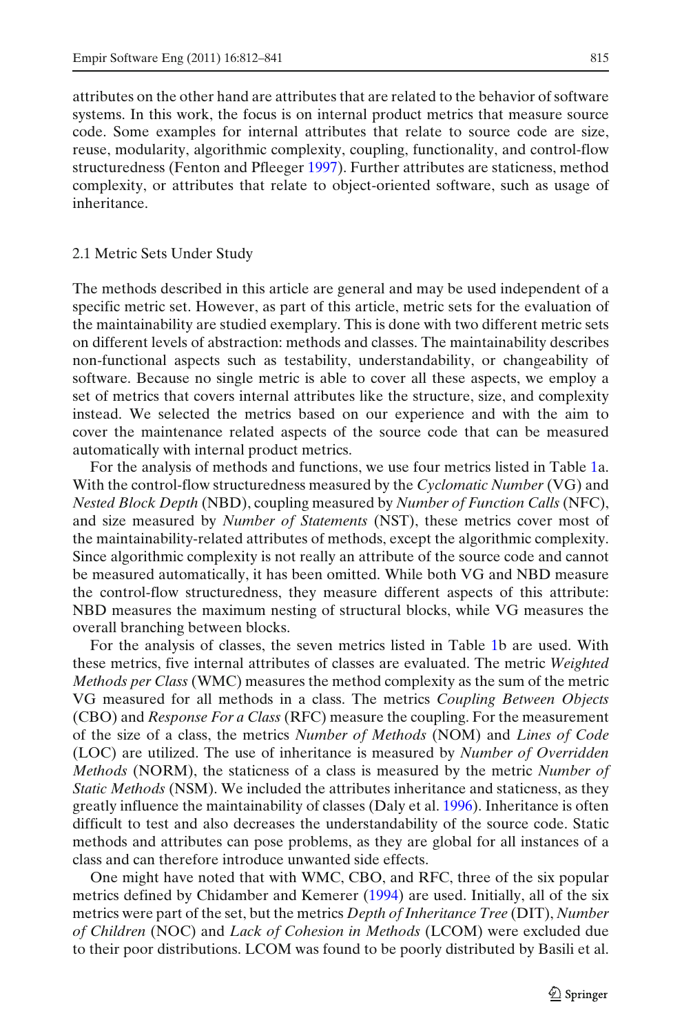attributes on the other hand are attributes that are related to the behavior of software systems. In this work, the focus is on internal product metrics that measure source code. Some examples for internal attributes that relate to source code are size, reuse, modularity, algorithmic complexity, coupling, functionality, and control-flow structuredness (Fenton and Pfleeger 1997). Further attributes are staticness, method complexity, or attributes that relate to object-oriented software, such as usage of inheritance.

## 2.1 Metric Sets Under Study

The methods described in this article are general and may be used independent of a specific metric set. However, as part of this article, metric sets for the evaluation of the maintainability are studied exemplary. This is done with two different metric sets on different levels of abstraction: methods and classes. The maintainability describes non-functional aspects such as testability, understandability, or changeability of software. Because no single metric is able to cover all these aspects, we employ a set of metrics that covers internal attributes like the structure, size, and complexity instead. We selected the metrics based on our experience and with the aim to cover the maintenance related aspects of the source code that can be measured automatically with internal product metrics.

For the analysis of methods and functions, we use four metrics listed in Table 1a. With the control-flow structuredness measured by the *Cyclomatic Number* (VG) and *Nested Block Depth* (NBD), coupling measured by *Number of Function Calls* (NFC), and size measured by *Number of Statements* (NST), these metrics cover most of the maintainability-related attributes of methods, except the algorithmic complexity. Since algorithmic complexity is not really an attribute of the source code and cannot be measured automatically, it has been omitted. While both VG and NBD measure the control-flow structuredness, they measure different aspects of this attribute: NBD measures the maximum nesting of structural blocks, while VG measures the overall branching between blocks.

For the analysis of classes, the seven metrics listed in Table 1b are used. With these metrics, five internal attributes of classes are evaluated. The metric *Weighted Methods per Class* (WMC) measures the method complexity as the sum of the metric VG measured for all methods in a class. The metrics *Coupling Between Objects* (CBO) and *Response For a Class* (RFC) measure the coupling. For the measurement of the size of a class, the metrics *Number of Methods* (NOM) and *Lines of Code* (LOC) are utilized. The use of inheritance is measured by *Number of Overridden Methods* (NORM), the staticness of a class is measured by the metric *Number of Static Methods* (NSM). We included the attributes inheritance and staticness, as they greatly influence the maintainability of classes (Daly et al. 1996). Inheritance is often difficult to test and also decreases the understandability of the source code. Static methods and attributes can pose problems, as they are global for all instances of a class and can therefore introduce unwanted side effects.

One might have noted that with WMC, CBO, and RFC, three of the six popular metrics defined by Chidamber and Kemerer (1994) are used. Initially, all of the six metrics were part of the set, but the metrics *Depth of Inheritance Tree* (DIT), *Number of Children* (NOC) and *Lack of Cohesion in Methods* (LCOM) were excluded due to their poor distributions. LCOM was found to be poorly distributed by Basili et al.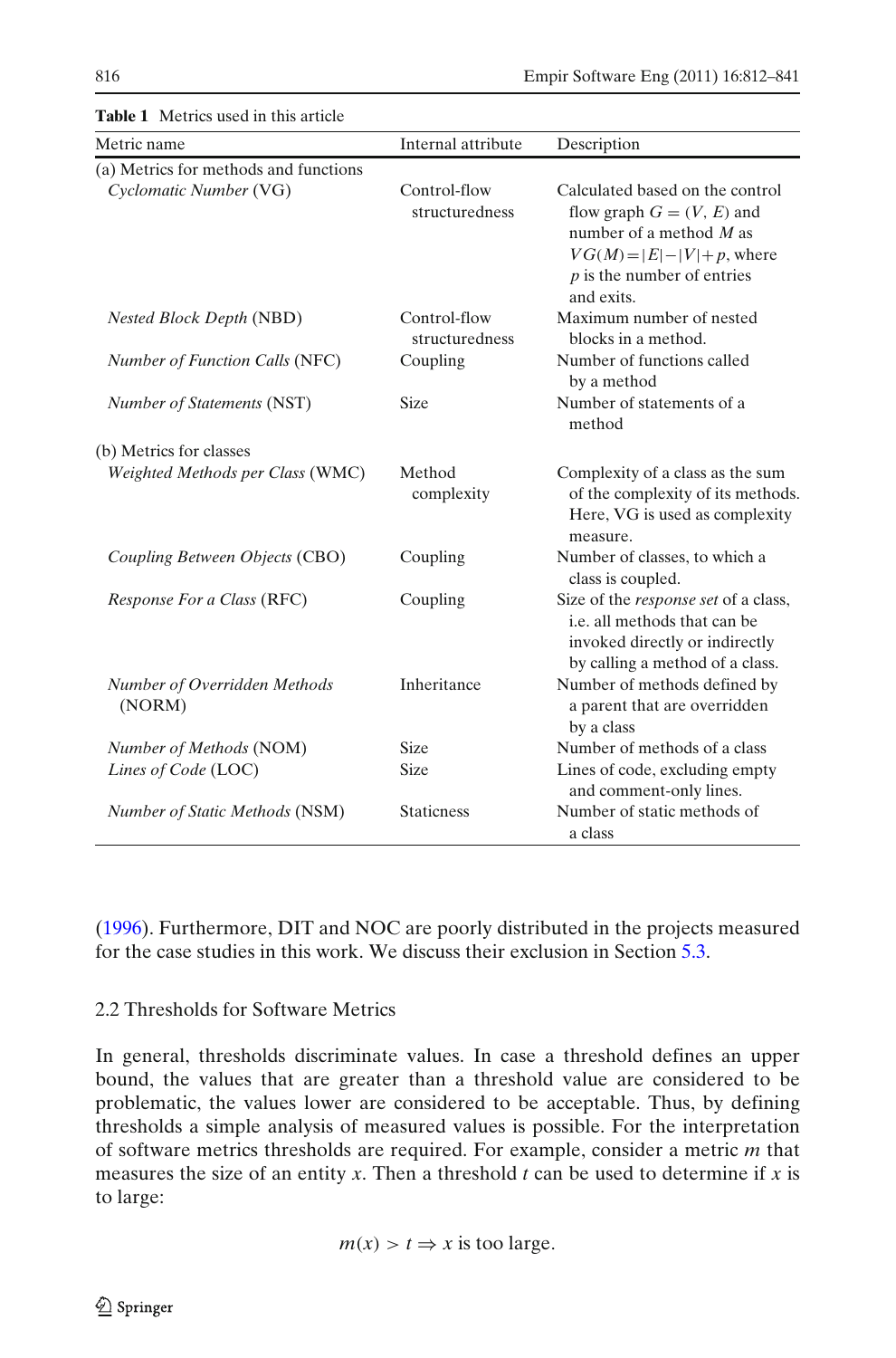**Table 1** Metrics used in this article

| Metric name | Internal attribute | Description |
|---|---|---|
| (a) Metrics for methods and functions | | |
| *Cyclomatic Number* (VG) | Control-flow structuredness | Calculated based on the control flow graph $G = (V, E)$ and number of a method $M$ as $VG(M) = \|E\| - \|V\| + p$, where $p$ is the number of entries and exits. |
| *Nested Block Depth* (NBD) | Control-flow structuredness | Maximum number of nested blocks in a method. |
| *Number of Function Calls* (NFC) | Coupling | Number of functions called by a method |
| *Number of Statements* (NST) | Size | Number of statements of a method |
| (b) Metrics for classes | | |
| *Weighted Methods per Class* (WMC) | Method complexity | Complexity of a class as the sum of the complexity of its methods. Here, VG is used as complexity measure. |
| *Coupling Between Objects* (CBO) | Coupling | Number of classes, to which a class is coupled. |
| *Response For a Class* (RFC) | Coupling | Size of the *response set* of a class, i.e. all methods that can be invoked directly or indirectly by calling a method of a class. |
| *Number of Overridden Methods* (NORM) | Inheritance | Number of methods defined by a parent that are overridden by a class |
| *Number of Methods* (NOM) | Size | Number of methods of a class |
| *Lines of Code* (LOC) | Size | Lines of code, excluding empty and comment-only lines. |
| *Number of Static Methods* (NSM) | Staticness | Number of static methods of a class |

(1996). Furthermore, DIT and NOC are poorly distributed in the projects measured for the case studies in this work. We discuss their exclusion in Section 5.3.

## 2.2 Thresholds for Software Metrics

In general, thresholds discriminate values. In case a threshold defines an upper bound, the values that are greater than a threshold value are considered to be problematic, the values lower are considered to be acceptable. Thus, by defining thresholds a simple analysis of measured values is possible. For the interpretation of software metrics thresholds are required. For example, consider a metric $m$ that measures the size of an entity $x$. Then a threshold $t$ can be used to determine if $x$ is to large:

$$m(x) > t \Rightarrow x \text{ is too large.}$$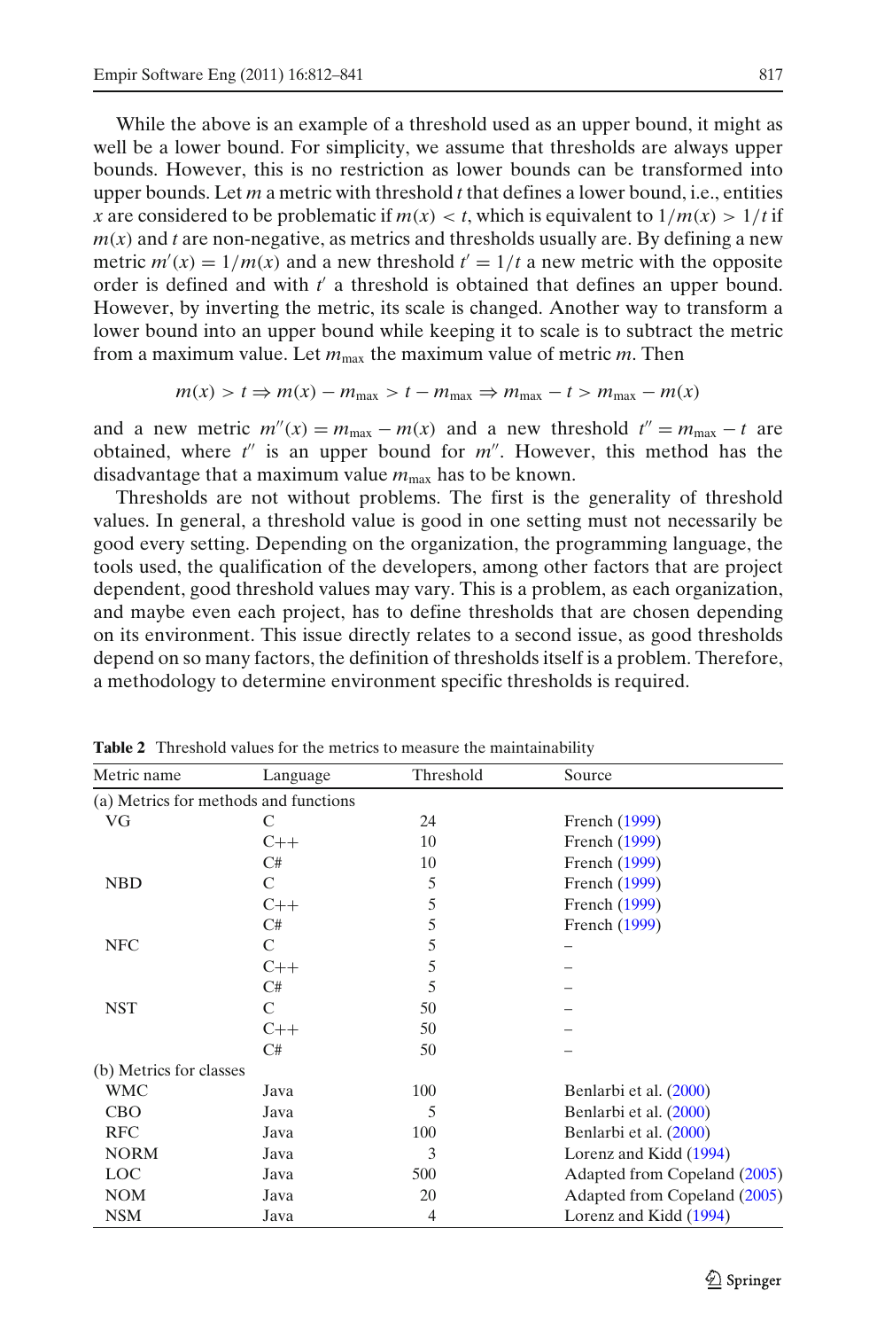While the above is an example of a threshold used as an upper bound, it might as well be a lower bound. For simplicity, we assume that thresholds are always upper bounds. However, this is no restriction as lower bounds can be transformed into upper bounds. Let $m$ a metric with threshold $t$ that defines a lower bound, i.e., entities $x$ are considered to be problematic if $m(x) < t$, which is equivalent to $1/m(x) > 1/t$ if $m(x)$ and $t$ are non-negative, as metrics and thresholds usually are. By defining a new metric $m'(x) = 1/m(x)$ and a new threshold $t' = 1/t$ a new metric with the opposite order is defined and with $t'$ a threshold is obtained that defines an upper bound. However, by inverting the metric, its scale is changed. Another way to transform a lower bound into an upper bound while keeping it to scale is to subtract the metric from a maximum value. Let $m_{\max}$ the maximum value of metric $m$. Then

$$m(x) > t \Rightarrow m(x) - m_{\max} > t - m_{\max} \Rightarrow m_{\max} - t > m_{\max} - m(x)$$

and a new metric $m''(x) = m_{\max} - m(x)$ and a new threshold $t'' = m_{\max} - t$ are obtained, where $t''$ is an upper bound for $m''$. However, this method has the disadvantage that a maximum value $m_{\max}$ has to be known.

Thresholds are not without problems. The first is the generality of threshold values. In general, a threshold value is good in one setting must not necessarily be good every setting. Depending on the organization, the programming language, the tools used, the qualification of the developers, among other factors that are project dependent, good threshold values may vary. This is a problem, as each organization, and maybe even each project, has to define thresholds that are chosen depending on its environment. This issue directly relates to a second issue, as good thresholds depend on so many factors, the definition of thresholds itself is a problem. Therefore, a methodology to determine environment specific thresholds is required.

**Table 2** Threshold values for the metrics to measure the maintainability

| Metric name | Language | Threshold | Source |
|---|---|---|---|
| (a) Metrics for methods and functions | | | |
| VG | C | 24 | French (1999) |
| | C++ | 10 | French (1999) |
| | C# | 10 | French (1999) |
| NBD | C | 5 | French (1999) |
| | C++ | 5 | French (1999) |
| | C# | 5 | French (1999) |
| NFC | C | 5 | – |
| | C++ | 5 | – |
| | C# | 5 | – |
| NST | C | 50 | – |
| | C++ | 50 | – |
| | C# | 50 | – |
| (b) Metrics for classes | | | |
| WMC | Java | 100 | Benlarbi et al. (2000) |
| CBO | Java | 5 | Benlarbi et al. (2000) |
| RFC | Java | 100 | Benlarbi et al. (2000) |
| NORM | Java | 3 | Lorenz and Kidd (1994) |
| LOC | Java | 500 | Adapted from Copeland (2005) |
| NOM | Java | 20 | Adapted from Copeland (2005) |
| NSM | Java | 4 | Lorenz and Kidd (1994) |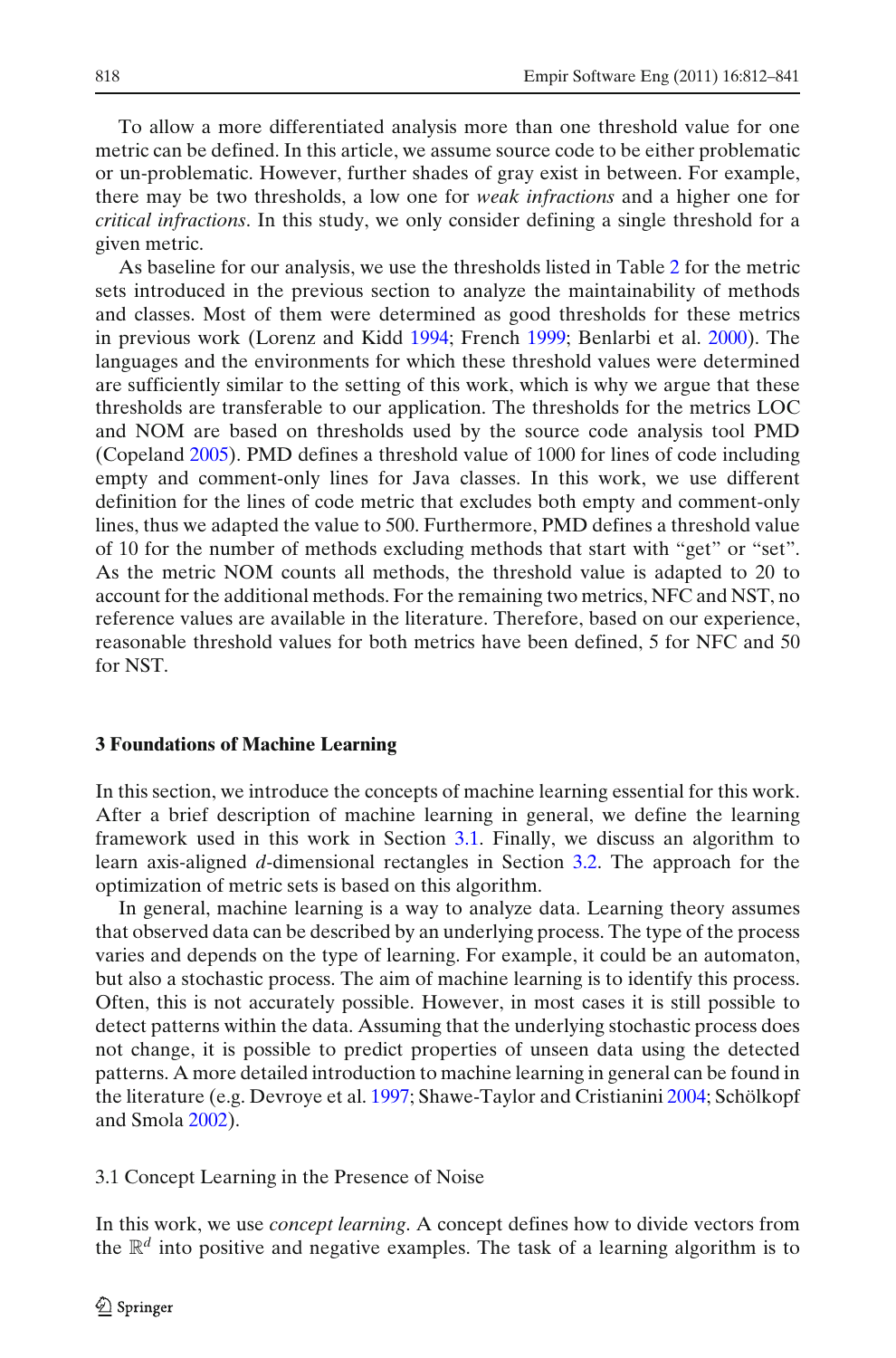To allow a more differentiated analysis more than one threshold value for one metric can be defined. In this article, we assume source code to be either problematic or un-problematic. However, further shades of gray exist in between. For example, there may be two thresholds, a low one for *weak infractions* and a higher one for *critical infractions*. In this study, we only consider defining a single threshold for a given metric.

As baseline for our analysis, we use the thresholds listed in Table 2 for the metric sets introduced in the previous section to analyze the maintainability of methods and classes. Most of them were determined as good thresholds for these metrics in previous work (Lorenz and Kidd 1994; French 1999; Benlarbi et al. 2000). The languages and the environments for which these threshold values were determined are sufficiently similar to the setting of this work, which is why we argue that these thresholds are transferable to our application. The thresholds for the metrics LOC and NOM are based on thresholds used by the source code analysis tool PMD (Copeland 2005). PMD defines a threshold value of 1000 for lines of code including empty and comment-only lines for Java classes. In this work, we use different definition for the lines of code metric that excludes both empty and comment-only lines, thus we adapted the value to 500. Furthermore, PMD defines a threshold value of 10 for the number of methods excluding methods that start with "get" or "set". As the metric NOM counts all methods, the threshold value is adapted to 20 to account for the additional methods. For the remaining two metrics, NFC and NST, no reference values are available in the literature. Therefore, based on our experience, reasonable threshold values for both metrics have been defined, 5 for NFC and 50 for NST.

## 3 Foundations of Machine Learning

In this section, we introduce the concepts of machine learning essential for this work. After a brief description of machine learning in general, we define the learning framework used in this work in Section 3.1. Finally, we discuss an algorithm to learn axis-aligned $d$-dimensional rectangles in Section 3.2. The approach for the optimization of metric sets is based on this algorithm.

In general, machine learning is a way to analyze data. Learning theory assumes that observed data can be described by an underlying process. The type of the process varies and depends on the type of learning. For example, it could be an automaton, but also a stochastic process. The aim of machine learning is to identify this process. Often, this is not accurately possible. However, in most cases it is still possible to detect patterns within the data. Assuming that the underlying stochastic process does not change, it is possible to predict properties of unseen data using the detected patterns. A more detailed introduction to machine learning in general can be found in the literature (e.g. Devroye et al. 1997; Shawe-Taylor and Cristianini 2004; Schölkopf and Smola 2002).

### 3.1 Concept Learning in the Presence of Noise

In this work, we use *concept learning*. A concept defines how to divide vectors from the $\mathbb{R}^d$ into positive and negative examples. The task of a learning algorithm is to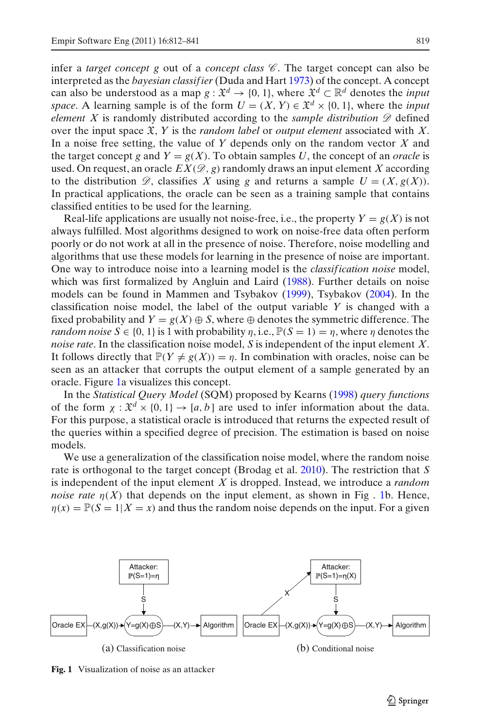infer a *target concept* $g$ out of a *concept class* $\mathscr{C}$. The target concept can also be interpreted as the *bayesian classifier* (Duda and Hart 1973) of the concept. A concept can also be understood as a map $g : \mathfrak{X}^d \rightarrow \{0, 1\}$, where $\mathfrak{X}^d \subset \mathbb{R}^d$ denotes the *input space*. A learning sample is of the form $U = (X, Y) \in \mathfrak{X}^d \times \{0, 1\}$, where the *input element* $X$ is randomly distributed according to the *sample distribution* $\mathscr{D}$ defined over the input space $\mathfrak{X}$, $Y$ is the *random label* or *output element* associated with $X$. In a noise free setting, the value of $Y$ depends only on the random vector $X$ and the target concept $g$ and $Y = g(X)$. To obtain samples $U$, the concept of an *oracle* is used. On request, an oracle $EX(\mathscr{D}, g)$ randomly draws an input element $X$ according to the distribution $\mathscr{D}$, classifies $X$ using $g$ and returns a sample $U = (X, g(X))$. In practical applications, the oracle can be seen as a training sample that contains classified entities to be used for the learning.

Real-life applications are usually not noise-free, i.e., the property $Y = g(X)$ is not always fulfilled. Most algorithms designed to work on noise-free data often perform poorly or do not work at all in the presence of noise. Therefore, noise modelling and algorithms that use these models for learning in the presence of noise are important. One way to introduce noise into a learning model is the *classification noise* model, which was first formalized by Angluin and Laird (1988). Further details on noise models can be found in Mammen and Tsybakov (1999), Tsybakov (2004). In the classification noise model, the label of the output variable $Y$ is changed with a fixed probability and $Y = g(X) \oplus S$, where $\oplus$ denotes the symmetric difference. The *random noise* $S \in \{0, 1\}$ is 1 with probability $\eta$, i.e., $\mathbb{P}(S = 1) = \eta$, where $\eta$ denotes the *noise rate*. In the classification noise model, $S$ is independent of the input element $X$. It follows directly that $\mathbb{P}(Y \neq g(X)) = \eta$. In combination with oracles, noise can be seen as an attacker that corrupts the output element of a sample generated by an oracle. Figure 1a visualizes this concept.

In the *Statistical Query Model* (SQM) proposed by Kearns (1998) *query functions* of the form $\chi : \mathfrak{X}^d \times \{0, 1\} \rightarrow [a, b]$ are used to infer information about the data. For this purpose, a statistical oracle is introduced that returns the expected result of the queries within a specified degree of precision. The estimation is based on noise models.

We use a generalization of the classification noise model, where the random noise rate is orthogonal to the target concept (Brodag et al. 2010). The restriction that $S$ is independent of the input element $X$ is dropped. Instead, we introduce a *random noise rate* $\eta(X)$ that depends on the input element, as shown in Fig . 1b. Hence, $\eta(x) = \mathbb{P}(S = 1|X = x)$ and thus the random noise depends on the input. For a given

(a) Classification noise

(b) Conditional noise

**Fig. 1** Visualization of noise as an attacker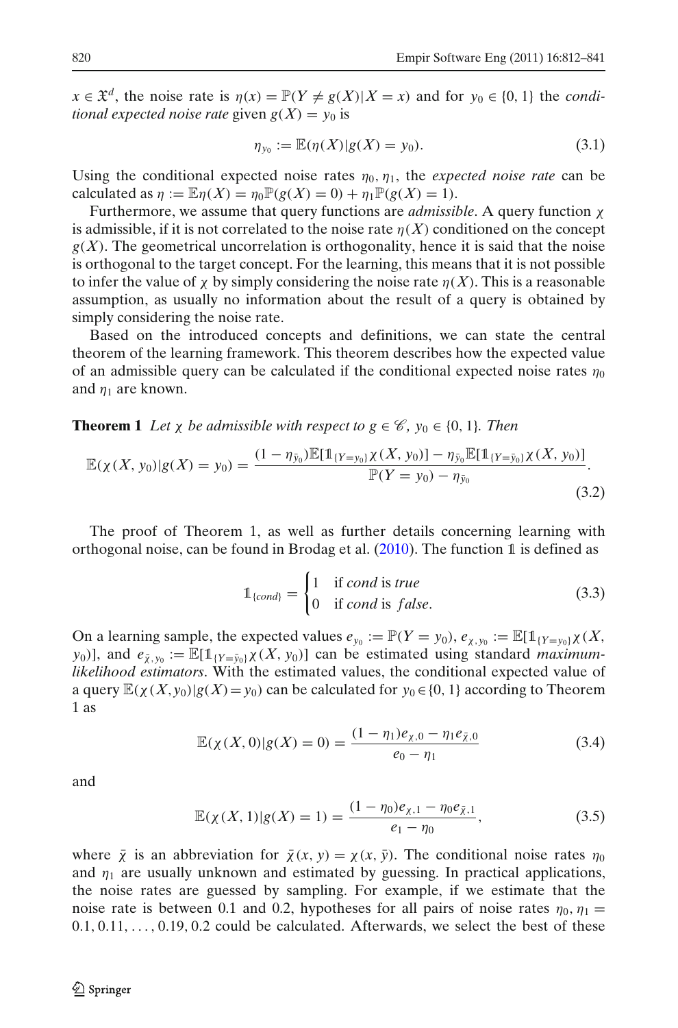$x \in \mathfrak{X}^d$, the noise rate is $\eta(x) = \mathbb{P}(Y \neq g(X)|X = x)$ and for $y_0 \in \{0, 1\}$ the *conditional expected noise rate* given $g(X) = y_0$ is

$$\eta_{y_0} := \mathbb{E}(\eta(X)|g(X) = y_0). \tag{3.1}$$

Using the conditional expected noise rates $\eta_0, \eta_1$, the *expected noise rate* can be calculated as $\eta := \mathbb{E}\eta(X) = \eta_0 \mathbb{P}(g(X) = 0) + \eta_1 \mathbb{P}(g(X) = 1)$.

Furthermore, we assume that query functions are *admissible*. A query function $\chi$ is admissible, if it is not correlated to the noise rate $\eta(X)$ conditioned on the concept $g(X)$. The geometrical uncorrelation is orthogonality, hence it is said that the noise is orthogonal to the target concept. For the learning, this means that it is not possible to infer the value of $\chi$ by simply considering the noise rate $\eta(X)$. This is a reasonable assumption, as usually no information about the result of a query is obtained by simply considering the noise rate.

Based on the introduced concepts and definitions, we can state the central theorem of the learning framework. This theorem describes how the expected value of an admissible query can be calculated if the conditional expected noise rates $\eta_0$ and $\eta_1$ are known.

**Theorem 1** *Let $\chi$ be admissible with respect to $g \in \mathscr{C}$, $y_0 \in \{0, 1\}$. Then*

$$\mathbb{E}(\chi(X, y_0)|g(X) = y_0) = \frac{(1 - \eta_{\bar{y}_0})\mathbb{E}[\mathbb{1}_{\{Y=y_0\}}\chi(X, y_0)] - \eta_{\bar{y}_0}\mathbb{E}[\mathbb{1}_{\{Y=\bar{y}_0\}}\chi(X, y_0)]}{\mathbb{P}(Y = y_0) - \eta_{\bar{y}_0}}. \tag{3.2}$$

The proof of Theorem 1, as well as further details concerning learning with orthogonal noise, can be found in Brodag et al. (2010). The function $\mathbb{1}$ is defined as

$$\mathbb{1}_{\{cond\}} = \begin{cases} 1 & \text{if } cond \text{ is } true \\ 0 & \text{if } cond \text{ is } false. \end{cases} \tag{3.3}$$

On a learning sample, the expected values $e_{y_0} := \mathbb{P}(Y = y_0)$, $e_{\chi, y_0} := \mathbb{E}[\mathbb{1}_{\{Y=y_0\}}\chi(X, y_0)]$, and $e_{\bar{\chi}, y_0} := \mathbb{E}[\mathbb{1}_{\{Y=\bar{y}_0\}}\chi(X, y_0)]$ can be estimated using standard *maximum-likelihood estimators*. With the estimated values, the conditional expected value of a query $\mathbb{E}(\chi(X, y_0)|g(X) = y_0)$ can be calculated for $y_0 \in \{0, 1\}$ according to Theorem 1 as

$$\mathbb{E}(\chi(X, 0)|g(X) = 0) = \frac{(1 - \eta_1)e_{\chi,0} - \eta_1 e_{\bar{\chi},0}}{e_0 - \eta_1} \tag{3.4}$$

and

$$\mathbb{E}(\chi(X, 1)|g(X) = 1) = \frac{(1 - \eta_0)e_{\chi,1} - \eta_0 e_{\bar{\chi},1}}{e_1 - \eta_0}, \tag{3.5}$$

where $\bar{\chi}$ is an abbreviation for $\bar{\chi}(x, y) = \chi(x, \bar{y})$. The conditional noise rates $\eta_0$ and $\eta_1$ are usually unknown and estimated by guessing. In practical applications, the noise rates are guessed by sampling. For example, if we estimate that the noise rate is between 0.1 and 0.2, hypotheses for all pairs of noise rates $\eta_0, \eta_1 = 0.1, 0.11, \ldots, 0.19, 0.2$ could be calculated. Afterwards, we select the best of these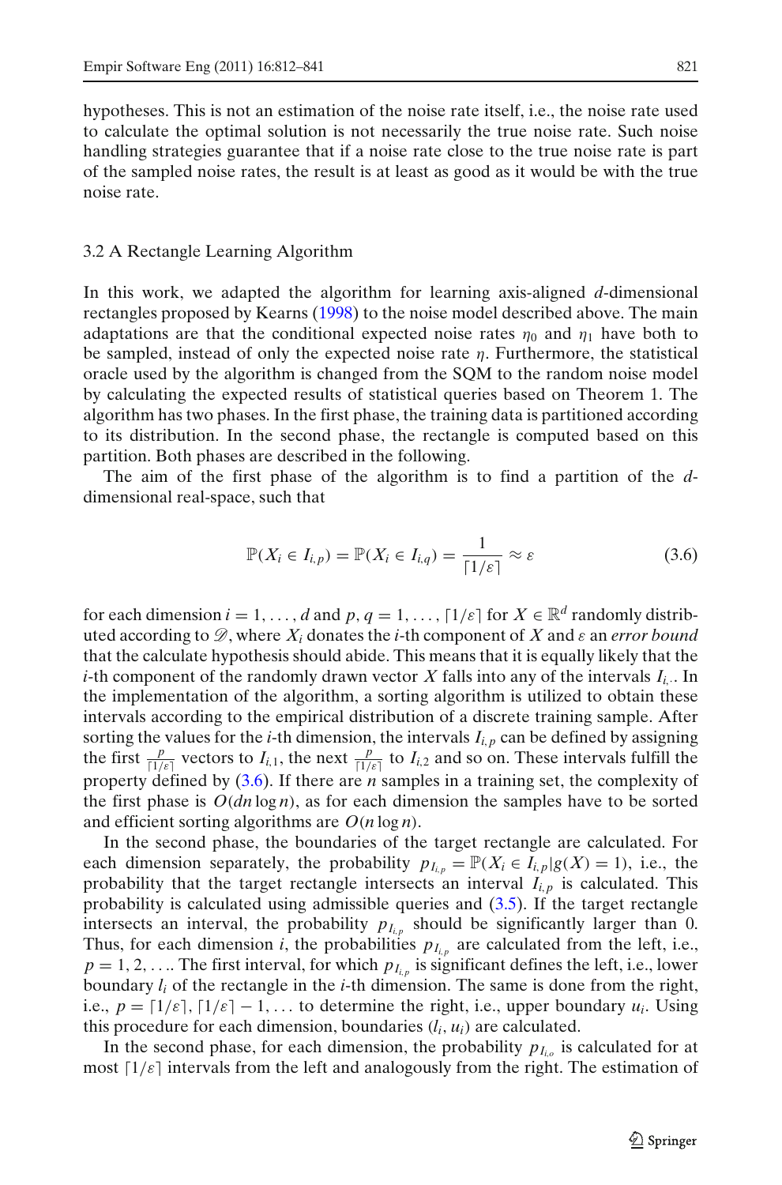hypotheses. This is not an estimation of the noise rate itself, i.e., the noise rate used to calculate the optimal solution is not necessarily the true noise rate. Such noise handling strategies guarantee that if a noise rate close to the true noise rate is part of the sampled noise rates, the result is at least as good as it would be with the true noise rate.

### 3.2 A Rectangle Learning Algorithm

In this work, we adapted the algorithm for learning axis-aligned $d$-dimensional rectangles proposed by Kearns (1998) to the noise model described above. The main adaptations are that the conditional expected noise rates $\eta_0$ and $\eta_1$ have both to be sampled, instead of only the expected noise rate $\eta$. Furthermore, the statistical oracle used by the algorithm is changed from the SQM to the random noise model by calculating the expected results of statistical queries based on Theorem 1. The algorithm has two phases. In the first phase, the training data is partitioned according to its distribution. In the second phase, the rectangle is computed based on this partition. Both phases are described in the following.

The aim of the first phase of the algorithm is to find a partition of the $d$-dimensional real-space, such that

$$\mathbb{P}(X_i \in I_{i,p}) = \mathbb{P}(X_i \in I_{i,q}) = \frac{1}{\lceil 1/\varepsilon \rceil} \approx \varepsilon \tag{3.6}$$

for each dimension $i = 1, \ldots, d$ and $p, q = 1, \ldots, \lceil 1/\varepsilon \rceil$ for $X \in \mathbb{R}^d$ randomly distributed according to $\mathscr{D}$, where $X_i$ donates the $i$-th component of $X$ and $\varepsilon$ an *error bound* that the calculate hypothesis should abide. This means that it is equally likely that the $i$-th component of the randomly drawn vector $X$ falls into any of the intervals $I_{i,\cdot}$. In the implementation of the algorithm, a sorting algorithm is utilized to obtain these intervals according to the empirical distribution of a discrete training sample. After sorting the values for the $i$-th dimension, the intervals $I_{i,p}$ can be defined by assigning the first $\frac{p}{\lceil 1/\varepsilon \rceil}$ vectors to $I_{i,1}$, the next $\frac{p}{\lceil 1/\varepsilon \rceil}$ to $I_{i,2}$ and so on. These intervals fulfill the property defined by (3.6). If there are $n$ samples in a training set, the complexity of the first phase is $O(dn \log n)$, as for each dimension the samples have to be sorted and efficient sorting algorithms are $O(n \log n)$.

In the second phase, the boundaries of the target rectangle are calculated. For each dimension separately, the probability $p_{I_{i,p}} = \mathbb{P}(X_i \in I_{i,p} | g(X) = 1)$, i.e., the probability that the target rectangle intersects an interval $I_{i,p}$ is calculated. This probability is calculated using admissible queries and (3.5). If the target rectangle intersects an interval, the probability $p_{I_{i,p}}$ should be significantly larger than 0. Thus, for each dimension $i$, the probabilities $p_{I_{i,p}}$ are calculated from the left, i.e., $p = 1, 2, \ldots$. The first interval, for which $p_{I_{i,p}}$ is significant defines the left, i.e., lower boundary $l_i$ of the rectangle in the $i$-th dimension. The same is done from the right, i.e., $p = \lceil 1/\varepsilon \rceil, \lceil 1/\varepsilon \rceil - 1, \ldots$ to determine the right, i.e., upper boundary $u_i$. Using this procedure for each dimension, boundaries $(l_i, u_i)$ are calculated.

In the second phase, for each dimension, the probability $p_{I_{i,o}}$ is calculated for at most $\lceil 1/\varepsilon \rceil$ intervals from the left and analogously from the right. The estimation of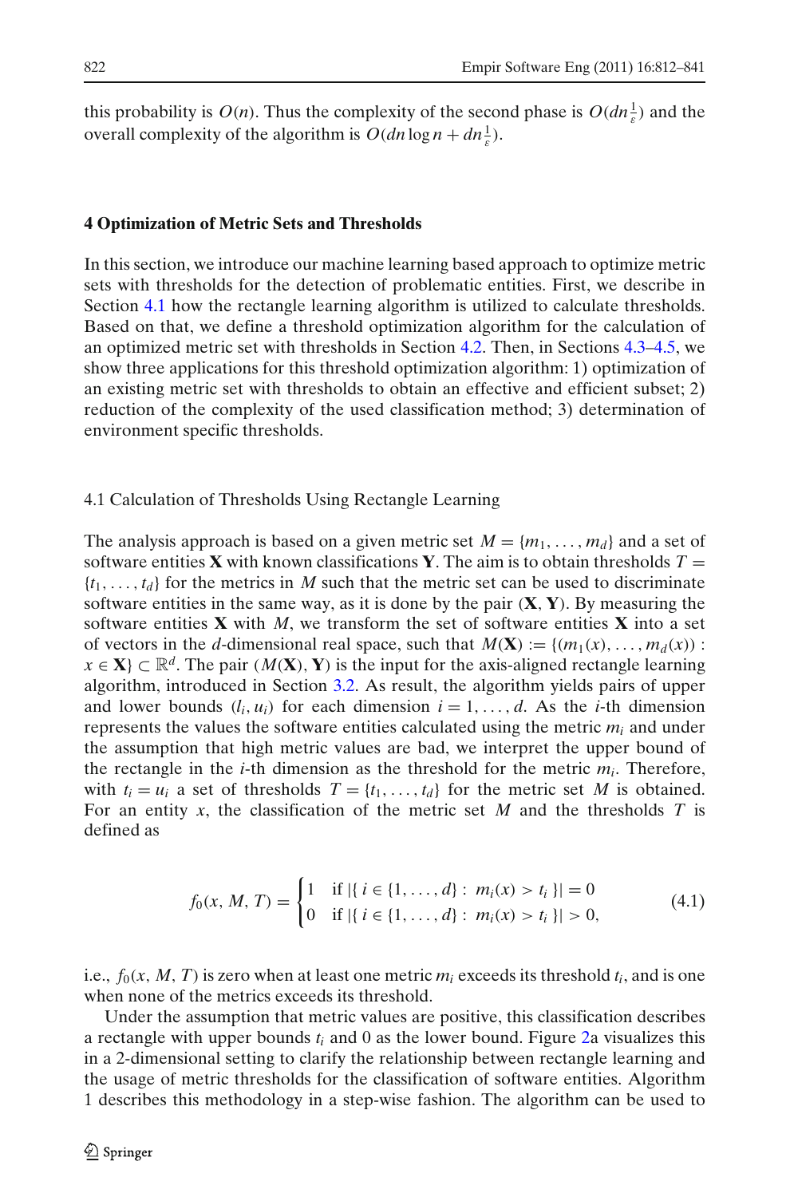this probability is $O(n)$. Thus the complexity of the second phase is $O(dn\frac{1}{\varepsilon})$ and the overall complexity of the algorithm is $O(dn \log n + dn\frac{1}{\varepsilon})$.

## 4 Optimization of Metric Sets and Thresholds

In this section, we introduce our machine learning based approach to optimize metric sets with thresholds for the detection of problematic entities. First, we describe in Section 4.1 how the rectangle learning algorithm is utilized to calculate thresholds. Based on that, we define a threshold optimization algorithm for the calculation of an optimized metric set with thresholds in Section 4.2. Then, in Sections 4.3–4.5, we show three applications for this threshold optimization algorithm: 1) optimization of an existing metric set with thresholds to obtain an effective and efficient subset; 2) reduction of the complexity of the used classification method; 3) determination of environment specific thresholds.

### 4.1 Calculation of Thresholds Using Rectangle Learning

The analysis approach is based on a given metric set $M = \{m_1, \ldots, m_d\}$ and a set of software entities $\mathbf{X}$ with known classifications $\mathbf{Y}$. The aim is to obtain thresholds $T = \{t_1, \ldots, t_d\}$ for the metrics in $M$ such that the metric set can be used to discriminate software entities in the same way, as it is done by the pair $(\mathbf{X}, \mathbf{Y})$. By measuring the software entities $\mathbf{X}$ with $M$, we transform the set of software entities $\mathbf{X}$ into a set of vectors in the $d$-dimensional real space, such that $M(\mathbf{X}) := \{(m_1(x), \ldots, m_d(x)) : x \in \mathbf{X}\} \subset \mathbb{R}^d$. The pair $(M(\mathbf{X}), \mathbf{Y})$ is the input for the axis-aligned rectangle learning algorithm, introduced in Section 3.2. As result, the algorithm yields pairs of upper and lower bounds $(l_i, u_i)$ for each dimension $i = 1, \ldots, d$. As the $i$-th dimension represents the values the software entities calculated using the metric $m_i$ and under the assumption that high metric values are bad, we interpret the upper bound of the rectangle in the $i$-th dimension as the threshold for the metric $m_i$. Therefore, with $t_i = u_i$ a set of thresholds $T = \{t_1, \ldots, t_d\}$ for the metric set $M$ is obtained. For an entity $x$, the classification of the metric set $M$ and the thresholds $T$ is defined as

$$
f_0(x, M, T) = \begin{cases} 1 & \text{if } |\{\, i \in \{1, \ldots, d\} : \; m_i(x) > t_i \,\}| = 0 \\ 0 & \text{if } |\{\, i \in \{1, \ldots, d\} : \; m_i(x) > t_i \,\}| > 0, \end{cases} \tag{4.1}
$$

i.e., $f_0(x, M, T)$ is zero when at least one metric $m_i$ exceeds its threshold $t_i$, and is one when none of the metrics exceeds its threshold.

Under the assumption that metric values are positive, this classification describes a rectangle with upper bounds $t_i$ and 0 as the lower bound. Figure 2a visualizes this in a 2-dimensional setting to clarify the relationship between rectangle learning and the usage of metric thresholds for the classification of software entities. Algorithm 1 describes this methodology in a step-wise fashion. The algorithm can be used to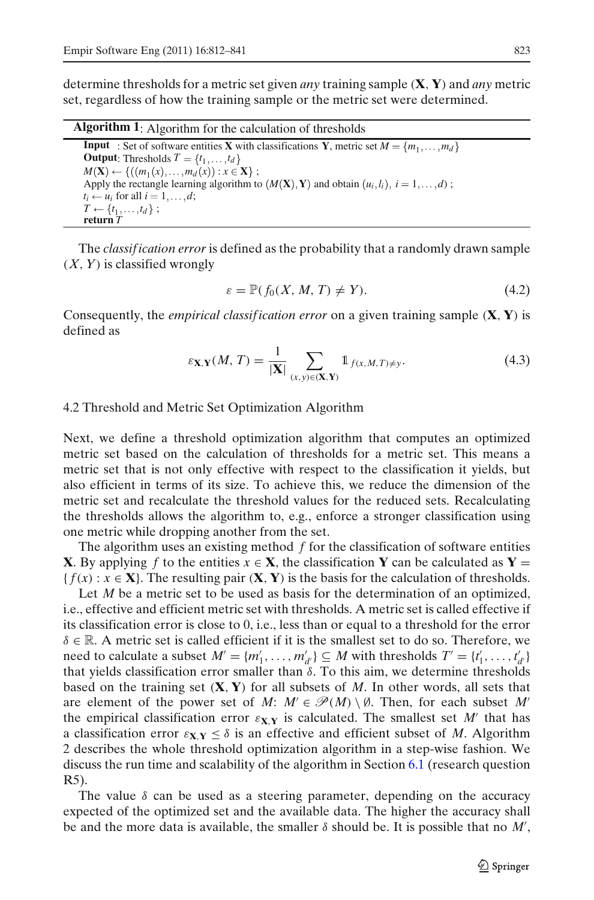determine thresholds for a metric set given *any* training sample $(\mathbf{X}, \mathbf{Y})$ and *any* metric set, regardless of how the training sample or the metric set were determined.

**Algorithm 1**: Algorithm for the calculation of thresholds

**Input** : Set of software entities $\mathbf{X}$ with classifications $\mathbf{Y}$, metric set $M = \{m_1, \ldots, m_d\}$
**Output**: Thresholds $T = \{t_1, \ldots, t_d\}$
$M(\mathbf{X}) \leftarrow \{((m_1(x), \ldots, m_d(x)) : x \in \mathbf{X}\}$ ;
Apply the rectangle learning algorithm to $(M(\mathbf{X}), \mathbf{Y})$ and obtain $(u_i, l_i),\ i = 1, \ldots, d)$ ;
$t_i \leftarrow u_i$ for all $i = 1, \ldots, d$;
$T \leftarrow \{t_1, \ldots, t_d\}$ ;
**return** $T$

The *classification error* is defined as the probability that a randomly drawn sample $(X, Y)$ is classified wrongly

$$\varepsilon = \mathbb{P}(f_0(X, M, T) \neq Y). \tag{4.2}$$

Consequently, the *empirical classification error* on a given training sample $(\mathbf{X}, \mathbf{Y})$ is defined as

$$\varepsilon_{\mathbf{X},\mathbf{Y}}(M, T) = \frac{1}{|\mathbf{X}|} \sum_{(x,y)\in(\mathbf{X},\mathbf{Y})} \mathbb{1}_{f(x,M,T)\neq y}. \tag{4.3}$$

## 4.2 Threshold and Metric Set Optimization Algorithm

Next, we define a threshold optimization algorithm that computes an optimized metric set based on the calculation of thresholds for a metric set. This means a metric set that is not only effective with respect to the classification it yields, but also efficient in terms of its size. To achieve this, we reduce the dimension of the metric set and recalculate the threshold values for the reduced sets. Recalculating the thresholds allows the algorithm to, e.g., enforce a stronger classification using one metric while dropping another from the set.

The algorithm uses an existing method $f$ for the classification of software entities $\mathbf{X}$. By applying $f$ to the entities $x \in \mathbf{X}$, the classification $\mathbf{Y}$ can be calculated as $\mathbf{Y} = \{f(x) : x \in \mathbf{X}\}$. The resulting pair $(\mathbf{X}, \mathbf{Y})$ is the basis for the calculation of thresholds.

Let $M$ be a metric set to be used as basis for the determination of an optimized, i.e., effective and efficient metric set with thresholds. A metric set is called effective if its classification error is close to 0, i.e., less than or equal to a threshold for the error $\delta \in \mathbb{R}$. A metric set is called efficient if it is the smallest set to do so. Therefore, we need to calculate a subset $M' = \{m'_1, \ldots, m'_{d'}\} \subseteq M$ with thresholds $T' = \{t'_1, \ldots, t'_{d'}\}$ that yields classification error smaller than $\delta$. To this aim, we determine thresholds based on the training set $(\mathbf{X}, \mathbf{Y})$ for all subsets of $M$. In other words, all sets that are element of the power set of $M$: $M' \in \mathscr{P}(M) \setminus \emptyset$. Then, for each subset $M'$ the empirical classification error $\varepsilon_{\mathbf{X},\mathbf{Y}}$ is calculated. The smallest set $M'$ that has a classification error $\varepsilon_{\mathbf{X},\mathbf{Y}} \leq \delta$ is an effective and efficient subset of $M$. Algorithm 2 describes the whole threshold optimization algorithm in a step-wise fashion. We discuss the run time and scalability of the algorithm in Section 6.1 (research question R5).

The value $\delta$ can be used as a steering parameter, depending on the accuracy expected of the optimized set and the available data. The higher the accuracy shall be and the more data is available, the smaller $\delta$ should be. It is possible that no $M'$,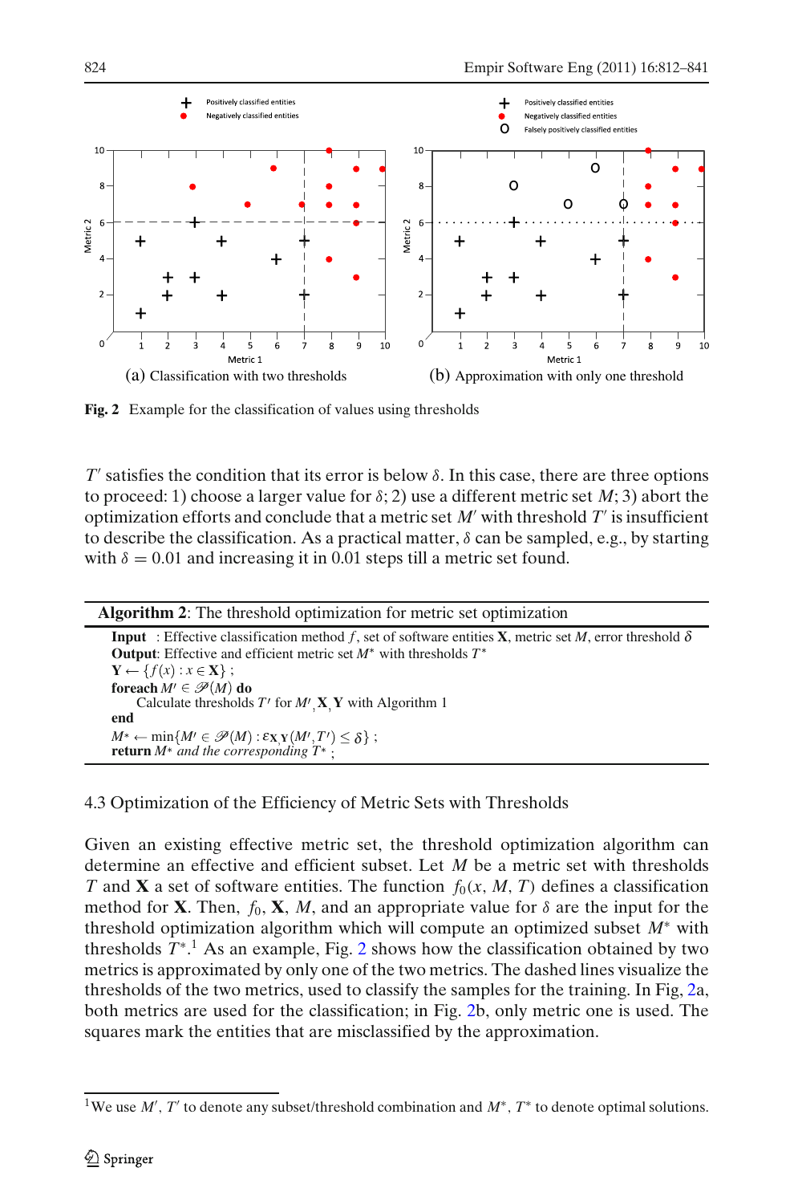Fig. 2 Example for the classification of values using thresholds

(a) Classification with two thresholds

(b) Approximation with only one threshold

$T'$ satisfies the condition that its error is below $\delta$. In this case, there are three options to proceed: 1) choose a larger value for $\delta$; 2) use a different metric set $M$; 3) abort the optimization efforts and conclude that a metric set $M'$ with threshold $T'$ is insufficient to describe the classification. As a practical matter, $\delta$ can be sampled, e.g., by starting with $\delta = 0.01$ and increasing it in 0.01 steps till a metric set found.

**Algorithm 2**: The threshold optimization for metric set optimization

**Input** : Effective classification method $f$, set of software entities $\mathbf{X}$, metric set $M$, error threshold $\delta$
**Output**: Effective and efficient metric set $M^*$ with thresholds $T^*$
$\mathbf{Y} \leftarrow \{f(x) : x \in \mathbf{X}\}$ ;
**foreach** $M' \in \mathscr{P}(M)$ **do**
    Calculate thresholds $T'$ for $M'$, $\mathbf{X}$, $\mathbf{Y}$ with Algorithm 1
**end**
$M* \leftarrow \min\{M' \in \mathscr{P}(M) : \varepsilon_{\mathbf{X},\mathbf{Y}}(M',T') \leq \delta\}$ ;
**return** $M*$ *and the corresponding* $T*$ ;

## 4.3 Optimization of the Efficiency of Metric Sets with Thresholds

Given an existing effective metric set, the threshold optimization algorithm can determine an effective and efficient subset. Let $M$ be a metric set with thresholds $T$ and $\mathbf{X}$ a set of software entities. The function $f_0(x, M, T)$ defines a classification method for $\mathbf{X}$. Then, $f_0$, $\mathbf{X}$, $M$, and an appropriate value for $\delta$ are the input for the threshold optimization algorithm which will compute an optimized subset $M^*$ with thresholds $T^*$.[1] As an example, Fig. 2 shows how the classification obtained by two metrics is approximated by only one of the two metrics. The dashed lines visualize the thresholds of the two metrics, used to classify the samples for the training. In Fig, 2a, both metrics are used for the classification; in Fig. 2b, only metric one is used. The squares mark the entities that are misclassified by the approximation.

[1] We use $M'$, $T'$ to denote any subset/threshold combination and $M^*$, $T^*$ to denote optimal solutions.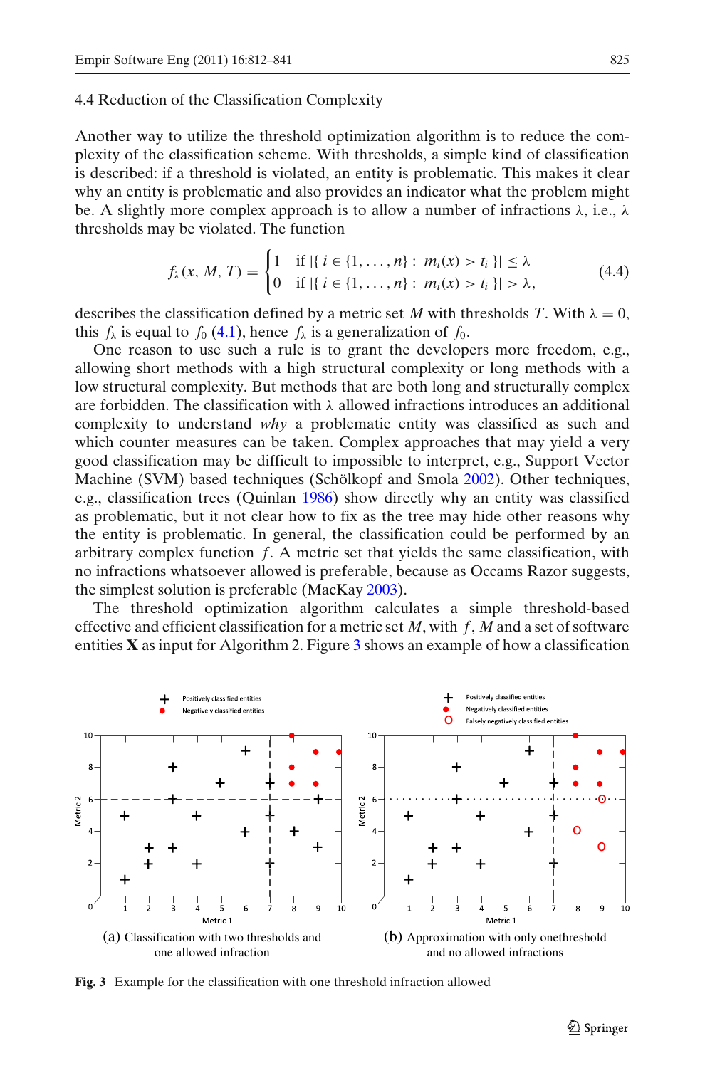### 4.4 Reduction of the Classification Complexity

Another way to utilize the threshold optimization algorithm is to reduce the complexity of the classification scheme. With thresholds, a simple kind of classification is described: if a threshold is violated, an entity is problematic. This makes it clear why an entity is problematic and also provides an indicator what the problem might be. A slightly more complex approach is to allow a number of infractions $\lambda$, i.e., $\lambda$ thresholds may be violated. The function

$$f_\lambda(x, M, T) = \begin{cases} 1 & \text{if } |\{ i \in \{1, \ldots, n\} : m_i(x) > t_i \}| \leq \lambda \\ 0 & \text{if } |\{ i \in \{1, \ldots, n\} : m_i(x) > t_i \}| > \lambda, \end{cases} \tag{4.4}$$

describes the classification defined by a metric set $M$ with thresholds $T$. With $\lambda = 0$, this $f_\lambda$ is equal to $f_0$ (4.1), hence $f_\lambda$ is a generalization of $f_0$.

One reason to use such a rule is to grant the developers more freedom, e.g., allowing short methods with a high structural complexity or long methods with a low structural complexity. But methods that are both long and structurally complex are forbidden. The classification with $\lambda$ allowed infractions introduces an additional complexity to understand *why* a problematic entity was classified as such and which counter measures can be taken. Complex approaches that may yield a very good classification may be difficult to impossible to interpret, e.g., Support Vector Machine (SVM) based techniques (Schölkopf and Smola 2002). Other techniques, e.g., classification trees (Quinlan 1986) show directly why an entity was classified as problematic, but it not clear how to fix as the tree may hide other reasons why the entity is problematic. In general, the classification could be performed by an arbitrary complex function $f$. A metric set that yields the same classification, with no infractions whatsoever allowed is preferable, because as Occams Razor suggests, the simplest solution is preferable (MacKay 2003).

The threshold optimization algorithm calculates a simple threshold-based effective and efficient classification for a metric set $M$, with $f$, $M$ and a set of software entities $\mathbf{X}$ as input for Algorithm 2. Figure 3 shows an example of how a classification

(a) Classification with two thresholds and one allowed infraction

(b) Approximation with only onethreshold and no allowed infractions

**Fig. 3** Example for the classification with one threshold infraction allowed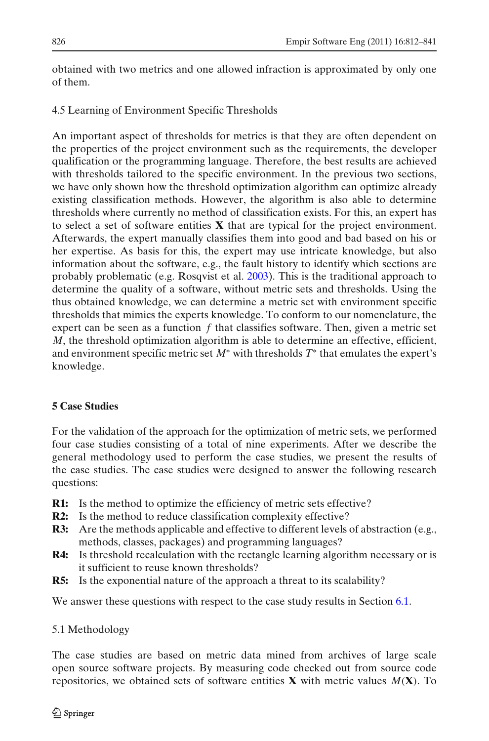obtained with two metrics and one allowed infraction is approximated by only one of them.

### 4.5 Learning of Environment Specific Thresholds

An important aspect of thresholds for metrics is that they are often dependent on the properties of the project environment such as the requirements, the developer qualification or the programming language. Therefore, the best results are achieved with thresholds tailored to the specific environment. In the previous two sections, we have only shown how the threshold optimization algorithm can optimize already existing classification methods. However, the algorithm is also able to determine thresholds where currently no method of classification exists. For this, an expert has to select a set of software entities **X** that are typical for the project environment. Afterwards, the expert manually classifies them into good and bad based on his or her expertise. As basis for this, the expert may use intricate knowledge, but also information about the software, e.g., the fault history to identify which sections are probably problematic (e.g. Rosqvist et al. 2003). This is the traditional approach to determine the quality of a software, without metric sets and thresholds. Using the thus obtained knowledge, we can determine a metric set with environment specific thresholds that mimics the experts knowledge. To conform to our nomenclature, the expert can be seen as a function $f$ that classifies software. Then, given a metric set $M$, the threshold optimization algorithm is able to determine an effective, efficient, and environment specific metric set $M^*$ with thresholds $T^*$ that emulates the expert's knowledge.

## 5 Case Studies

For the validation of the approach for the optimization of metric sets, we performed four case studies consisting of a total of nine experiments. After we describe the general methodology used to perform the case studies, we present the results of the case studies. The case studies were designed to answer the following research questions:

- **R1:** Is the method to optimize the efficiency of metric sets effective?
- **R2:** Is the method to reduce classification complexity effective?
- **R3:** Are the methods applicable and effective to different levels of abstraction (e.g., methods, classes, packages) and programming languages?
- **R4:** Is threshold recalculation with the rectangle learning algorithm necessary or is it sufficient to reuse known thresholds?
- **R5:** Is the exponential nature of the approach a threat to its scalability?

We answer these questions with respect to the case study results in Section 6.1.

### 5.1 Methodology

The case studies are based on metric data mined from archives of large scale open source software projects. By measuring code checked out from source code repositories, we obtained sets of software entities **X** with metric values $M(\mathbf{X})$. To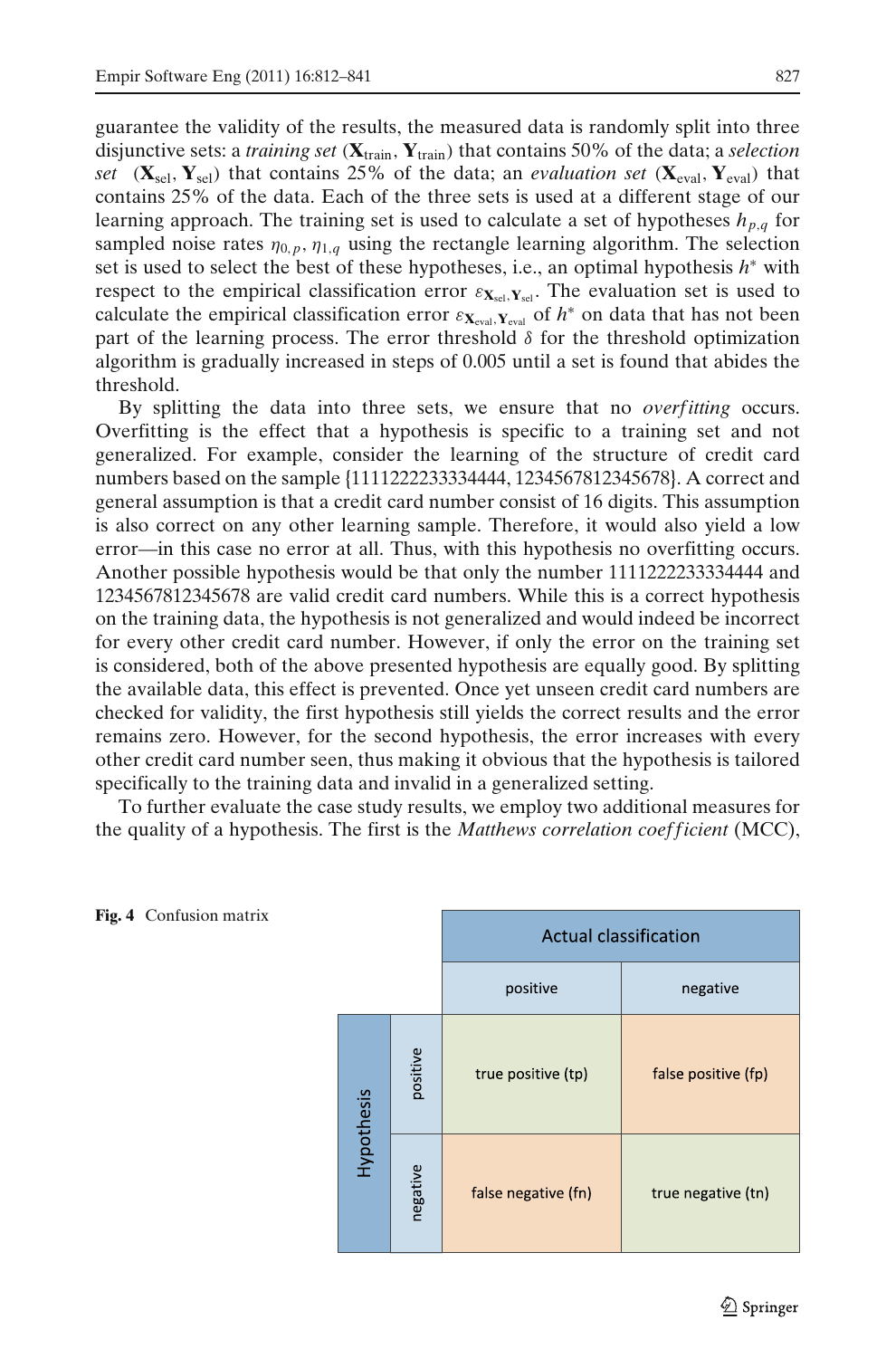guarantee the validity of the results, the measured data is randomly split into three disjunctive sets: a *training set* $(\mathbf{X}_{\text{train}}, \mathbf{Y}_{\text{train}})$ that contains 50% of the data; a *selection set* $(\mathbf{X}_{\text{sel}}, \mathbf{Y}_{\text{sel}})$ that contains 25% of the data; an *evaluation set* $(\mathbf{X}_{\text{eval}}, \mathbf{Y}_{\text{eval}})$ that contains 25% of the data. Each of the three sets is used at a different stage of our learning approach. The training set is used to calculate a set of hypotheses $h_{p,q}$ for sampled noise rates $\eta_{0,p}, \eta_{1,q}$ using the rectangle learning algorithm. The selection set is used to select the best of these hypotheses, i.e., an optimal hypothesis $h^*$ with respect to the empirical classification error $\varepsilon_{\mathbf{X}_{\text{sel}},\mathbf{Y}_{\text{sel}}}$. The evaluation set is used to calculate the empirical classification error $\varepsilon_{\mathbf{X}_{\text{eval}},\mathbf{Y}_{\text{eval}}}$ of $h^*$ on data that has not been part of the learning process. The error threshold $\delta$ for the threshold optimization algorithm is gradually increased in steps of 0.005 until a set is found that abides the threshold.

By splitting the data into three sets, we ensure that no *overfitting* occurs. Overfitting is the effect that a hypothesis is specific to a training set and not generalized. For example, consider the learning of the structure of credit card numbers based on the sample {1111222233334444, 1234567812345678}. A correct and general assumption is that a credit card number consist of 16 digits. This assumption is also correct on any other learning sample. Therefore, it would also yield a low error—in this case no error at all. Thus, with this hypothesis no overfitting occurs. Another possible hypothesis would be that only the number 1111222233334444 and 1234567812345678 are valid credit card numbers. While this is a correct hypothesis on the training data, the hypothesis is not generalized and would indeed be incorrect for every other credit card number. However, if only the error on the training set is considered, both of the above presented hypothesis are equally good. By splitting the available data, this effect is prevented. Once yet unseen credit card numbers are checked for validity, the first hypothesis still yields the correct results and the error remains zero. However, for the second hypothesis, the error increases with every other credit card number seen, thus making it obvious that the hypothesis is tailored specifically to the training data and invalid in a generalized setting.

To further evaluate the case study results, we employ two additional measures for the quality of a hypothesis. The first is the *Matthews correlation coefficient* (MCC),

**Fig. 4** Confusion matrix

| | | Actual classification | |
|---|---|---|---|
| | | positive | negative |
| Hypothesis | positive | true positive (tp) | false positive (fp) |
| | negative | false negative (fn) | true negative (tn) |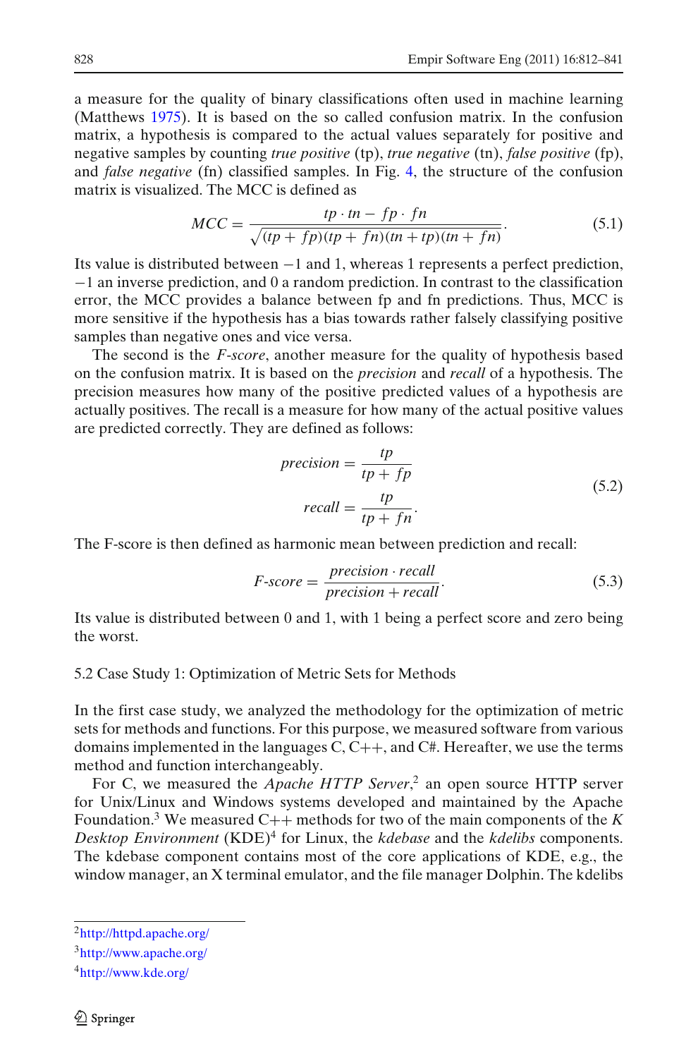a measure for the quality of binary classifications often used in machine learning (Matthews 1975). It is based on the so called confusion matrix. In the confusion matrix, a hypothesis is compared to the actual values separately for positive and negative samples by counting *true positive* (tp), *true negative* (tn), *false positive* (fp), and *false negative* (fn) classified samples. In Fig. 4, the structure of the confusion matrix is visualized. The MCC is defined as

$$MCC = \frac{tp \cdot tn - fp \cdot fn}{\sqrt{(tp + fp)(tp + fn)(tn + tp)(tn + fn)}}. \tag{5.1}$$

Its value is distributed between −1 and 1, whereas 1 represents a perfect prediction, −1 an inverse prediction, and 0 a random prediction. In contrast to the classification error, the MCC provides a balance between fp and fn predictions. Thus, MCC is more sensitive if the hypothesis has a bias towards rather falsely classifying positive samples than negative ones and vice versa.

The second is the *F-score*, another measure for the quality of hypothesis based on the confusion matrix. It is based on the *precision* and *recall* of a hypothesis. The precision measures how many of the positive predicted values of a hypothesis are actually positives. The recall is a measure for how many of the actual positive values are predicted correctly. They are defined as follows:

$$\begin{aligned} precision &= \frac{tp}{tp + fp} \\ recall &= \frac{tp}{tp + fn}. \end{aligned} \tag{5.2}$$

The F-score is then defined as harmonic mean between prediction and recall:

$$F\text{-}score = \frac{precision \cdot recall}{precision + recall}. \tag{5.3}$$

Its value is distributed between 0 and 1, with 1 being a perfect score and zero being the worst.

### 5.2 Case Study 1: Optimization of Metric Sets for Methods

In the first case study, we analyzed the methodology for the optimization of metric sets for methods and functions. For this purpose, we measured software from various domains implemented in the languages C, C++, and C#. Hereafter, we use the terms method and function interchangeably.

For C, we measured the *Apache HTTP Server*,[2] an open source HTTP server for Unix/Linux and Windows systems developed and maintained by the Apache Foundation.[3] We measured C++ methods for two of the main components of the *K Desktop Environment* (KDE)[4] for Linux, the *kdebase* and the *kdelibs* components. The kdebase component contains most of the core applications of KDE, e.g., the window manager, an X terminal emulator, and the file manager Dolphin. The kdelibs

[2] http://httpd.apache.org/

[3] http://www.apache.org/

[4] http://www.kde.org/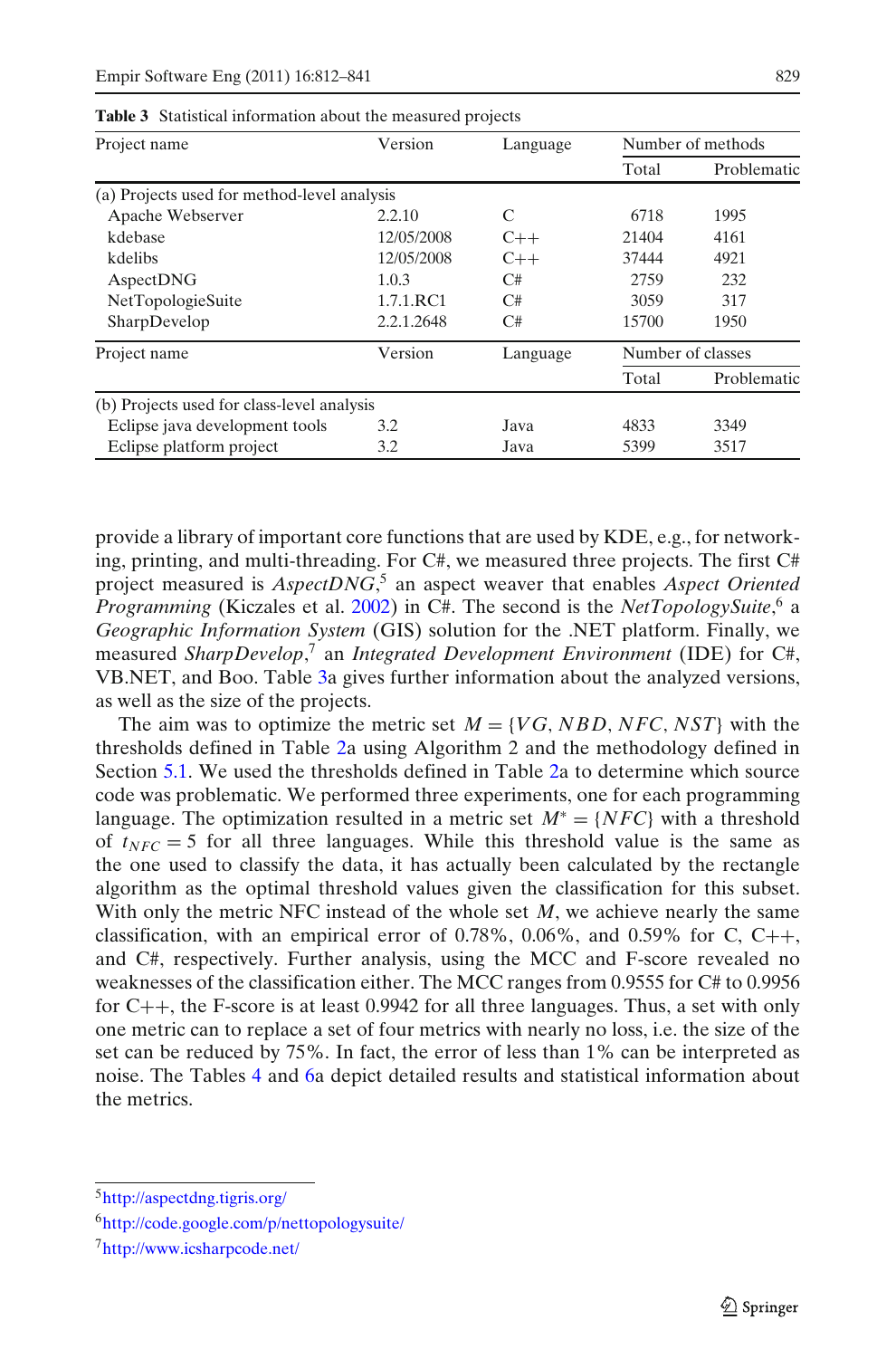**Table 3** Statistical information about the measured projects

| Project name | Version | Language | Number of methods | |
|---|---|---|---|---|
| | | | Total | Problematic |
| (a) Projects used for method-level analysis | | | | |
| Apache Webserver | 2.2.10 | C | 6718 | 1995 |
| kdebase | 12/05/2008 | C++ | 21404 | 4161 |
| kdelibs | 12/05/2008 | C++ | 37444 | 4921 |
| AspectDNG | 1.0.3 | C# | 2759 | 232 |
| NetTopologieSuite | 1.7.1.RC1 | C# | 3059 | 317 |
| SharpDevelop | 2.2.1.2648 | C# | 15700 | 1950 |
| **Project name** | **Version** | **Language** | **Number of classes** | |
| | | | Total | Problematic |
| (b) Projects used for class-level analysis | | | | |
| Eclipse java development tools | 3.2 | Java | 4833 | 3349 |
| Eclipse platform project | 3.2 | Java | 5399 | 3517 |

provide a library of important core functions that are used by KDE, e.g., for networking, printing, and multi-threading. For C#, we measured three projects. The first C# project measured is *AspectDNG*,[5] an aspect weaver that enables *Aspect Oriented Programming* (Kiczales et al. 2002) in C#. The second is the *NetTopologySuite*,[6] a *Geographic Information System* (GIS) solution for the .NET platform. Finally, we measured *SharpDevelop*,[7] an *Integrated Development Environment* (IDE) for C#, VB.NET, and Boo. Table 3a gives further information about the analyzed versions, as well as the size of the projects.

The aim was to optimize the metric set $M = \{VG, NBD, NFC, NST\}$ with the thresholds defined in Table 2a using Algorithm 2 and the methodology defined in Section 5.1. We used the thresholds defined in Table 2a to determine which source code was problematic. We performed three experiments, one for each programming language. The optimization resulted in a metric set $M^* = \{NFC\}$ with a threshold of $t_{NFC} = 5$ for all three languages. While this threshold value is the same as the one used to classify the data, it has actually been calculated by the rectangle algorithm as the optimal threshold values given the classification for this subset. With only the metric NFC instead of the whole set $M$, we achieve nearly the same classification, with an empirical error of 0.78%, 0.06%, and 0.59% for C, C++, and C#, respectively. Further analysis, using the MCC and F-score revealed no weaknesses of the classification either. The MCC ranges from 0.9555 for C# to 0.9956 for C++, the F-score is at least 0.9942 for all three languages. Thus, a set with only one metric can to replace a set of four metrics with nearly no loss, i.e. the size of the set can be reduced by 75%. In fact, the error of less than 1% can be interpreted as noise. The Tables 4 and 6a depict detailed results and statistical information about the metrics.

---

[5] http://aspectdng.tigris.org/

[6] http://code.google.com/p/nettopologysuite/

[7] http://www.icsharpcode.net/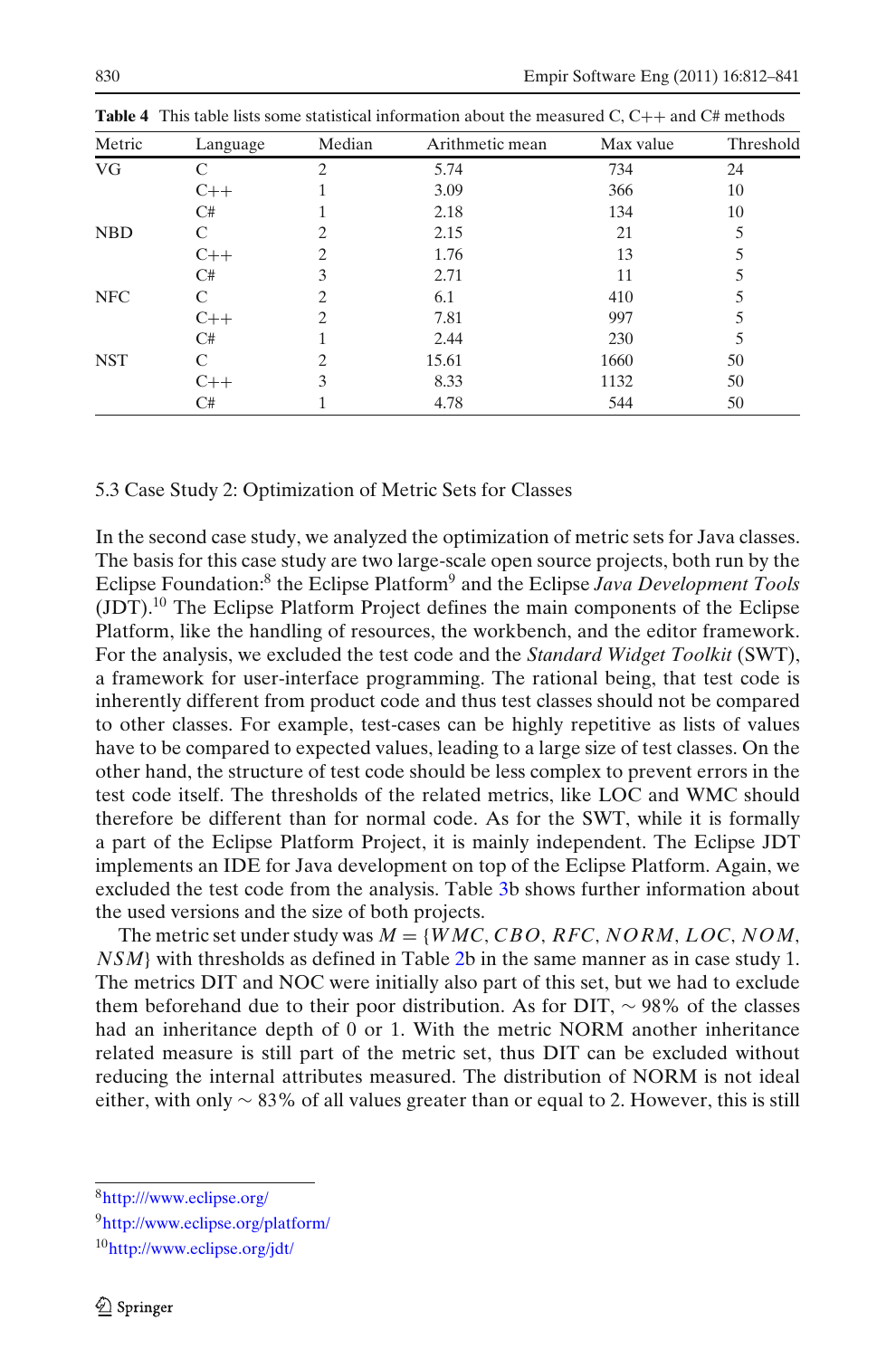**Table 4** This table lists some statistical information about the measured C, C++ and C# methods

| Metric | Language | Median | Arithmetic mean | Max value | Threshold |
|---|---|---|---|---|---|
| VG | C | 2 | 5.74 | 734 | 24 |
| | C++ | 1 | 3.09 | 366 | 10 |
| | C# | 1 | 2.18 | 134 | 10 |
| NBD | C | 2 | 2.15 | 21 | 5 |
| | C++ | 2 | 1.76 | 13 | 5 |
| | C# | 3 | 2.71 | 11 | 5 |
| NFC | C | 2 | 6.1 | 410 | 5 |
| | C++ | 2 | 7.81 | 997 | 5 |
| | C# | 1 | 2.44 | 230 | 5 |
| NST | C | 2 | 15.61 | 1660 | 50 |
| | C++ | 3 | 8.33 | 1132 | 50 |
| | C# | 1 | 4.78 | 544 | 50 |

### 5.3 Case Study 2: Optimization of Metric Sets for Classes

In the second case study, we analyzed the optimization of metric sets for Java classes. The basis for this case study are two large-scale open source projects, both run by the Eclipse Foundation:[8] the Eclipse Platform[9] and the Eclipse *Java Development Tools* (JDT).[10] The Eclipse Platform Project defines the main components of the Eclipse Platform, like the handling of resources, the workbench, and the editor framework. For the analysis, we excluded the test code and the *Standard Widget Toolkit* (SWT), a framework for user-interface programming. The rational being, that test code is inherently different from product code and thus test classes should not be compared to other classes. For example, test-cases can be highly repetitive as lists of values have to be compared to expected values, leading to a large size of test classes. On the other hand, the structure of test code should be less complex to prevent errors in the test code itself. The thresholds of the related metrics, like LOC and WMC should therefore be different than for normal code. As for the SWT, while it is formally a part of the Eclipse Platform Project, it is mainly independent. The Eclipse JDT implements an IDE for Java development on top of the Eclipse Platform. Again, we excluded the test code from the analysis. Table 3b shows further information about the used versions and the size of both projects.

The metric set under study was $M = \{WMC, CBO, RFC, NORM, LOC, NOM, NSM\}$ with thresholds as defined in Table 2b in the same manner as in case study 1. The metrics DIT and NOC were initially also part of this set, but we had to exclude them beforehand due to their poor distribution. As for DIT, $\sim 98\%$ of the classes had an inheritance depth of 0 or 1. With the metric NORM another inheritance related measure is still part of the metric set, thus DIT can be excluded without reducing the internal attributes measured. The distribution of NORM is not ideal either, with only $\sim 83\%$ of all values greater than or equal to 2. However, this is still

[8] http:///www.eclipse.org/

[9] http://www.eclipse.org/platform/

[10] http://www.eclipse.org/jdt/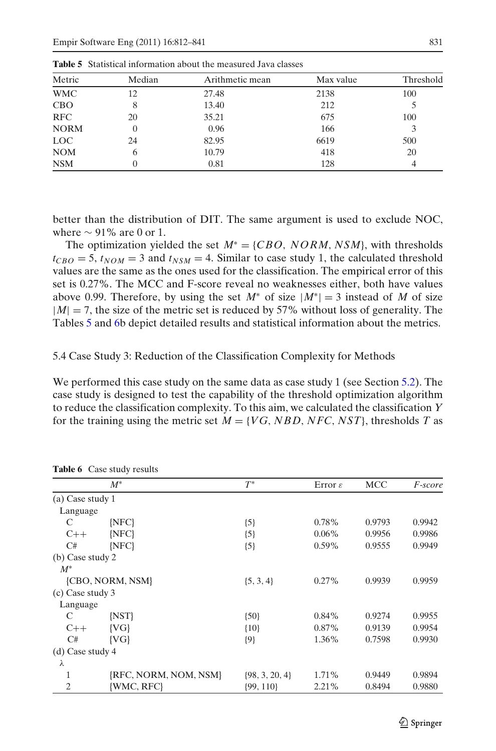**Table 5** Statistical information about the measured Java classes

| Metric | Median | Arithmetic mean | Max value | Threshold |
|---|---|---|---|---|
| WMC | 12 | 27.48 | 2138 | 100 |
| CBO | 8 | 13.40 | 212 | 5 |
| RFC | 20 | 35.21 | 675 | 100 |
| NORM | 0 | 0.96 | 166 | 3 |
| LOC | 24 | 82.95 | 6619 | 500 |
| NOM | 6 | 10.79 | 418 | 20 |
| NSM | 0 | 0.81 | 128 | 4 |

better than the distribution of DIT. The same argument is used to exclude NOC, where $\sim$ 91% are 0 or 1.

The optimization yielded the set $M^* = \{CBO, NORM, NSM\}$, with thresholds $t_{CBO} = 5$, $t_{NOM} = 3$ and $t_{NSM} = 4$. Similar to case study 1, the calculated threshold values are the same as the ones used for the classification. The empirical error of this set is 0.27%. The MCC and F-score reveal no weaknesses either, both have values above 0.99. Therefore, by using the set $M^*$ of size $|M^*| = 3$ instead of $M$ of size $|M| = 7$, the size of the metric set is reduced by 57% without loss of generality. The Tables 5 and 6b depict detailed results and statistical information about the metrics.

## 5.4 Case Study 3: Reduction of the Classification Complexity for Methods

We performed this case study on the same data as case study 1 (see Section 5.2). The case study is designed to test the capability of the threshold optimization algorithm to reduce the classification complexity. To this aim, we calculated the classification $Y$ for the training using the metric set $M = \{VG, NBD, NFC, NST\}$, thresholds $T$ as

**Table 6** Case study results

| | $M^*$ | $T^*$ | Error $\varepsilon$ | MCC | *F-score* |
|---|---|---|---|---|---|
| (a) Case study 1 | | | | | |
| Language | | | | | |
| C | {NFC} | {5} | 0.78% | 0.9793 | 0.9942 |
| C++ | {NFC} | {5} | 0.06% | 0.9956 | 0.9986 |
| C# | {NFC} | {5} | 0.59% | 0.9555 | 0.9949 |
| (b) Case study 2 | | | | | |
| $M^*$ | | | | | |
| | {CBO, NORM, NSM} | {5, 3, 4} | 0.27% | 0.9939 | 0.9959 |
| (c) Case study 3 | | | | | |
| Language | | | | | |
| C | {NST} | {50} | 0.84% | 0.9274 | 0.9955 |
| C++ | {VG} | {10} | 0.87% | 0.9139 | 0.9954 |
| C# | {VG} | {9} | 1.36% | 0.7598 | 0.9930 |
| (d) Case study 4 | | | | | |
| $\lambda$ | | | | | |
| 1 | {RFC, NORM, NOM, NSM} | {98, 3, 20, 4} | 1.71% | 0.9449 | 0.9894 |
| 2 | {WMC, RFC} | {99, 110} | 2.21% | 0.8494 | 0.9880 |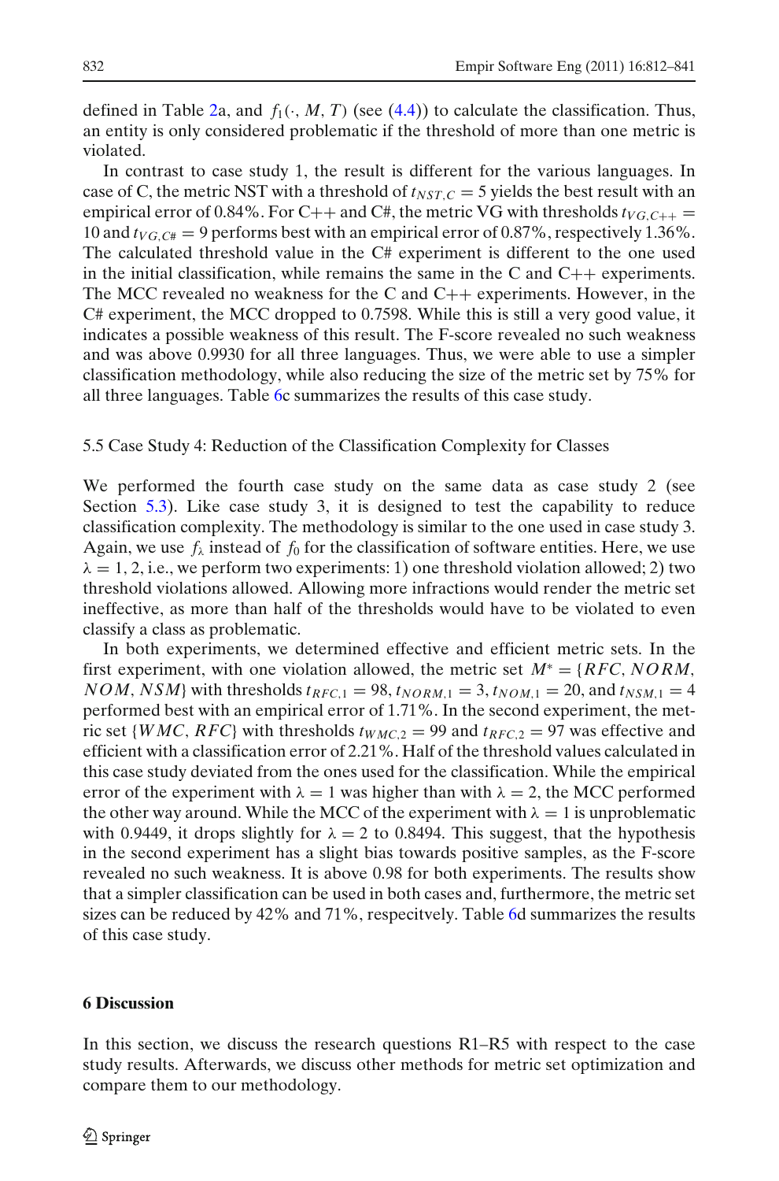defined in Table 2a, and $f_1(\cdot, M, T)$ (see (4.4)) to calculate the classification. Thus, an entity is only considered problematic if the threshold of more than one metric is violated.

In contrast to case study 1, the result is different for the various languages. In case of C, the metric NST with a threshold of $t_{NST,C} = 5$ yields the best result with an empirical error of 0.84%. For C++ and C#, the metric VG with thresholds $t_{VG,C++} = 10$ and $t_{VG,C\#} = 9$ performs best with an empirical error of 0.87%, respectively 1.36%. The calculated threshold value in the C# experiment is different to the one used in the initial classification, while remains the same in the C and C++ experiments. The MCC revealed no weakness for the C and C++ experiments. However, in the C# experiment, the MCC dropped to 0.7598. While this is still a very good value, it indicates a possible weakness of this result. The F-score revealed no such weakness and was above 0.9930 for all three languages. Thus, we were able to use a simpler classification methodology, while also reducing the size of the metric set by 75% for all three languages. Table 6c summarizes the results of this case study.

### 5.5 Case Study 4: Reduction of the Classification Complexity for Classes

We performed the fourth case study on the same data as case study 2 (see Section 5.3). Like case study 3, it is designed to test the capability to reduce classification complexity. The methodology is similar to the one used in case study 3. Again, we use $f_\lambda$ instead of $f_0$ for the classification of software entities. Here, we use $\lambda = 1, 2$, i.e., we perform two experiments: 1) one threshold violation allowed; 2) two threshold violations allowed. Allowing more infractions would render the metric set ineffective, as more than half of the thresholds would have to be violated to even classify a class as problematic.

In both experiments, we determined effective and efficient metric sets. In the first experiment, with one violation allowed, the metric set $M^* = \{RFC, NORM, NOM, NSM\}$ with thresholds $t_{RFC,1} = 98$, $t_{NORM,1} = 3$, $t_{NOM,1} = 20$, and $t_{NSM,1} = 4$ performed best with an empirical error of 1.71%. In the second experiment, the metric set $\{WMC, RFC\}$ with thresholds $t_{WMC,2} = 99$ and $t_{RFC,2} = 97$ was effective and efficient with a classification error of 2.21%. Half of the threshold values calculated in this case study deviated from the ones used for the classification. While the empirical error of the experiment with $\lambda = 1$ was higher than with $\lambda = 2$, the MCC performed the other way around. While the MCC of the experiment with $\lambda = 1$ is unproblematic with 0.9449, it drops slightly for $\lambda = 2$ to 0.8494. This suggest, that the hypothesis in the second experiment has a slight bias towards positive samples, as the F-score revealed no such weakness. It is above 0.98 for both experiments. The results show that a simpler classification can be used in both cases and, furthermore, the metric set sizes can be reduced by 42% and 71%, respecitvely. Table 6d summarizes the results of this case study.

## 6 Discussion

In this section, we discuss the research questions R1–R5 with respect to the case study results. Afterwards, we discuss other methods for metric set optimization and compare them to our methodology.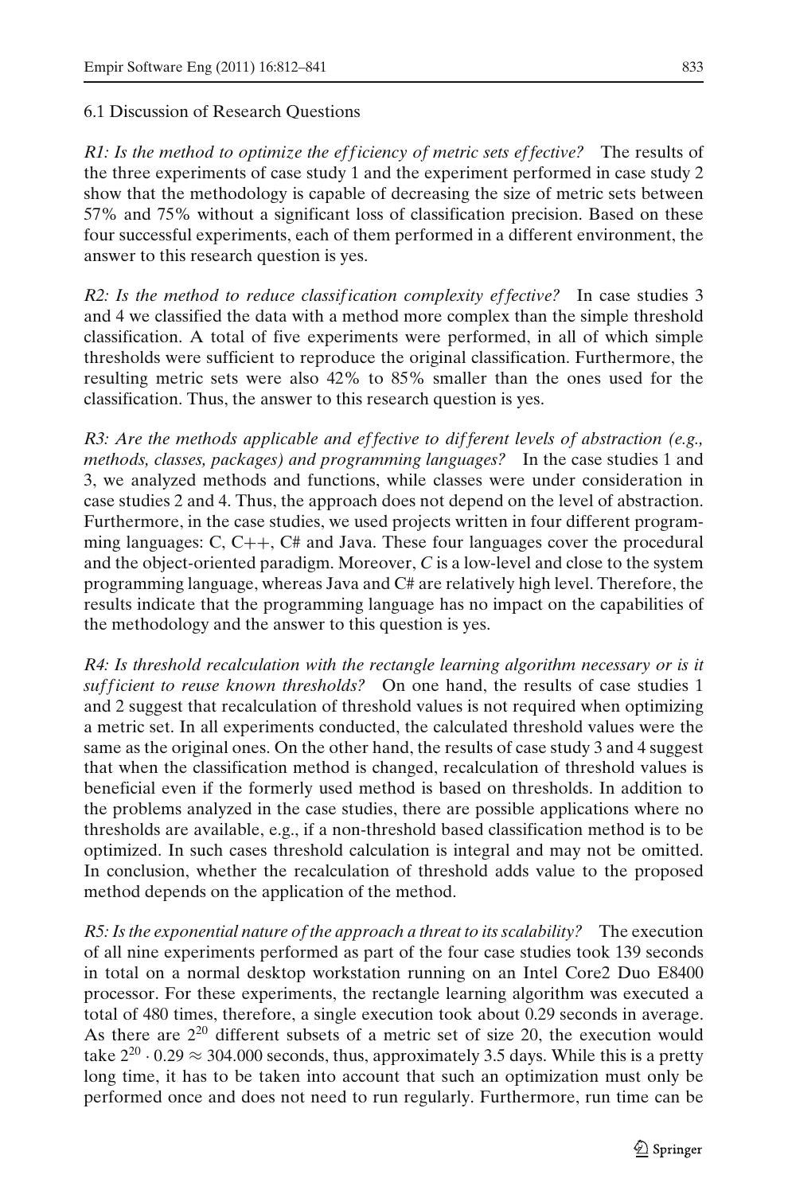### 6.1 Discussion of Research Questions

*R1: Is the method to optimize the efficiency of metric sets effective?* The results of the three experiments of case study 1 and the experiment performed in case study 2 show that the methodology is capable of decreasing the size of metric sets between 57% and 75% without a significant loss of classification precision. Based on these four successful experiments, each of them performed in a different environment, the answer to this research question is yes.

*R2: Is the method to reduce classification complexity effective?* In case studies 3 and 4 we classified the data with a method more complex than the simple threshold classification. A total of five experiments were performed, in all of which simple thresholds were sufficient to reproduce the original classification. Furthermore, the resulting metric sets were also 42% to 85% smaller than the ones used for the classification. Thus, the answer to this research question is yes.

*R3: Are the methods applicable and effective to different levels of abstraction (e.g., methods, classes, packages) and programming languages?* In the case studies 1 and 3, we analyzed methods and functions, while classes were under consideration in case studies 2 and 4. Thus, the approach does not depend on the level of abstraction. Furthermore, in the case studies, we used projects written in four different programming languages: C, C++, C# and Java. These four languages cover the procedural and the object-oriented paradigm. Moreover, *C* is a low-level and close to the system programming language, whereas Java and C# are relatively high level. Therefore, the results indicate that the programming language has no impact on the capabilities of the methodology and the answer to this question is yes.

*R4: Is threshold recalculation with the rectangle learning algorithm necessary or is it sufficient to reuse known thresholds?* On one hand, the results of case studies 1 and 2 suggest that recalculation of threshold values is not required when optimizing a metric set. In all experiments conducted, the calculated threshold values were the same as the original ones. On the other hand, the results of case study 3 and 4 suggest that when the classification method is changed, recalculation of threshold values is beneficial even if the formerly used method is based on thresholds. In addition to the problems analyzed in the case studies, there are possible applications where no thresholds are available, e.g., if a non-threshold based classification method is to be optimized. In such cases threshold calculation is integral and may not be omitted. In conclusion, whether the recalculation of threshold adds value to the proposed method depends on the application of the method.

*R5: Is the exponential nature of the approach a threat to its scalability?* The execution of all nine experiments performed as part of the four case studies took 139 seconds in total on a normal desktop workstation running on an Intel Core2 Duo E8400 processor. For these experiments, the rectangle learning algorithm was executed a total of 480 times, therefore, a single execution took about 0.29 seconds in average. As there are $2^{20}$ different subsets of a metric set of size 20, the execution would take $2^{20} \cdot 0.29 \approx 304.000$ seconds, thus, approximately 3.5 days. While this is a pretty long time, it has to be taken into account that such an optimization must only be performed once and does not need to run regularly. Furthermore, run time can be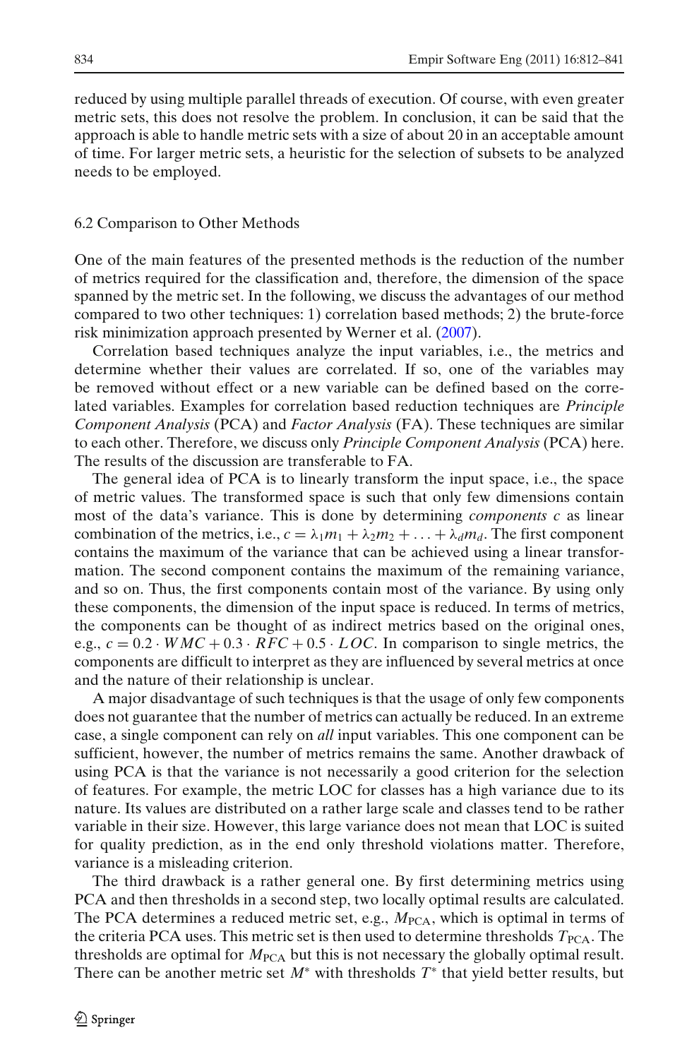reduced by using multiple parallel threads of execution. Of course, with even greater metric sets, this does not resolve the problem. In conclusion, it can be said that the approach is able to handle metric sets with a size of about 20 in an acceptable amount of time. For larger metric sets, a heuristic for the selection of subsets to be analyzed needs to be employed.

### 6.2 Comparison to Other Methods

One of the main features of the presented methods is the reduction of the number of metrics required for the classification and, therefore, the dimension of the space spanned by the metric set. In the following, we discuss the advantages of our method compared to two other techniques: 1) correlation based methods; 2) the brute-force risk minimization approach presented by Werner et al. (2007).

Correlation based techniques analyze the input variables, i.e., the metrics and determine whether their values are correlated. If so, one of the variables may be removed without effect or a new variable can be defined based on the correlated variables. Examples for correlation based reduction techniques are *Principle Component Analysis* (PCA) and *Factor Analysis* (FA). These techniques are similar to each other. Therefore, we discuss only *Principle Component Analysis* (PCA) here. The results of the discussion are transferable to FA.

The general idea of PCA is to linearly transform the input space, i.e., the space of metric values. The transformed space is such that only few dimensions contain most of the data's variance. This is done by determining *components* $c$ as linear combination of the metrics, i.e., $c = \lambda_1 m_1 + \lambda_2 m_2 + \ldots + \lambda_d m_d$. The first component contains the maximum of the variance that can be achieved using a linear transformation. The second component contains the maximum of the remaining variance, and so on. Thus, the first components contain most of the variance. By using only these components, the dimension of the input space is reduced. In terms of metrics, the components can be thought of as indirect metrics based on the original ones, e.g., $c = 0.2 \cdot WMC + 0.3 \cdot RFC + 0.5 \cdot LOC$. In comparison to single metrics, the components are difficult to interpret as they are influenced by several metrics at once and the nature of their relationship is unclear.

A major disadvantage of such techniques is that the usage of only few components does not guarantee that the number of metrics can actually be reduced. In an extreme case, a single component can rely on *all* input variables. This one component can be sufficient, however, the number of metrics remains the same. Another drawback of using PCA is that the variance is not necessarily a good criterion for the selection of features. For example, the metric LOC for classes has a high variance due to its nature. Its values are distributed on a rather large scale and classes tend to be rather variable in their size. However, this large variance does not mean that LOC is suited for quality prediction, as in the end only threshold violations matter. Therefore, variance is a misleading criterion.

The third drawback is a rather general one. By first determining metrics using PCA and then thresholds in a second step, two locally optimal results are calculated. The PCA determines a reduced metric set, e.g., $M_{\text{PCA}}$, which is optimal in terms of the criteria PCA uses. This metric set is then used to determine thresholds $T_{\text{PCA}}$. The thresholds are optimal for $M_{\text{PCA}}$ but this is not necessary the globally optimal result. There can be another metric set $M^*$ with thresholds $T^*$ that yield better results, but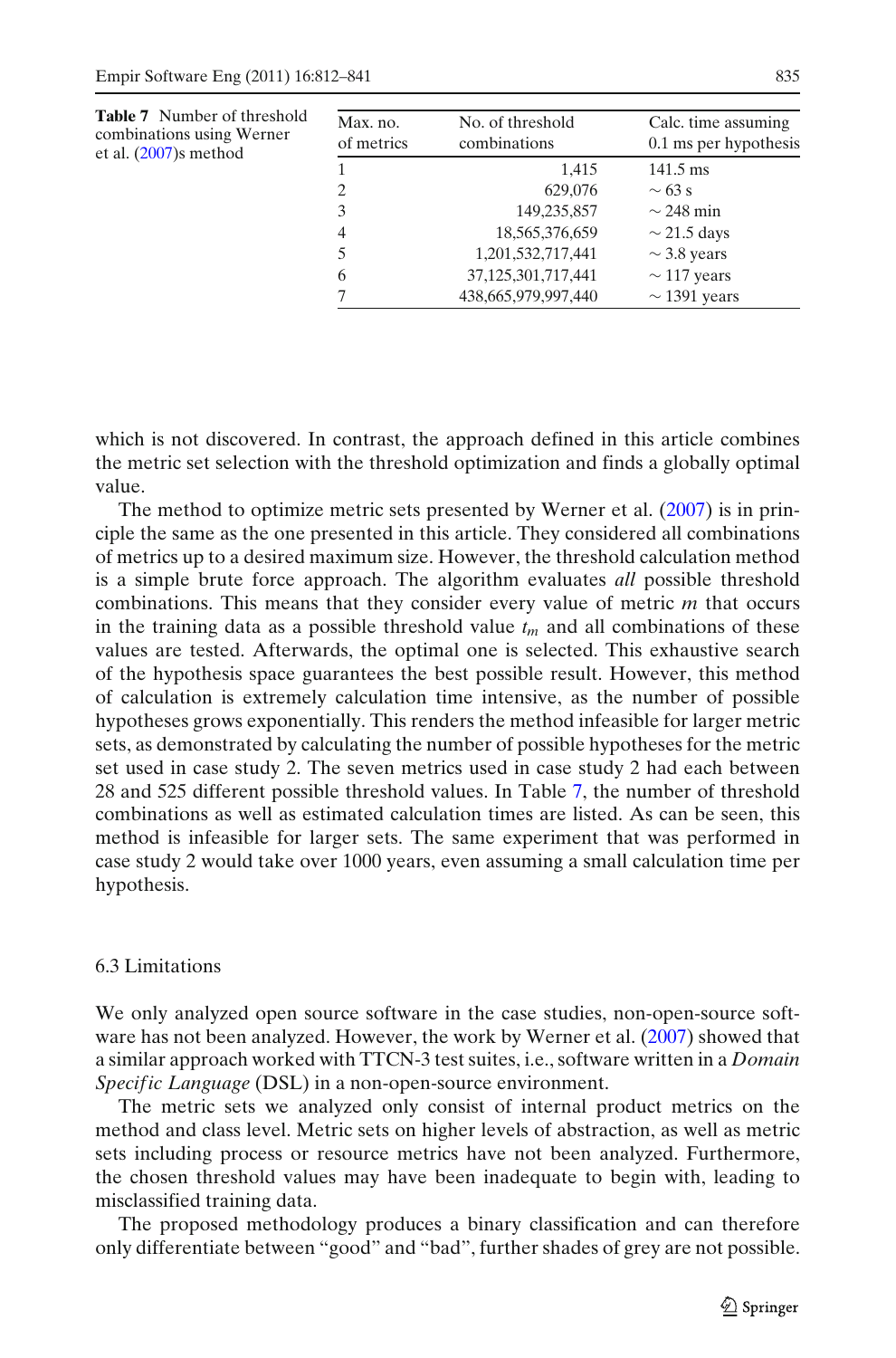**Table 7** Number of threshold combinations using Werner et al. (2007)s method

| Max. no. of metrics | No. of threshold combinations | Calc. time assuming 0.1 ms per hypothesis |
|---|---|---|
| 1 | 1,415 | 141.5 ms |
| 2 | 629,076 | ∼ 63 s |
| 3 | 149,235,857 | ∼ 248 min |
| 4 | 18,565,376,659 | ∼ 21.5 days |
| 5 | 1,201,532,717,441 | ∼ 3.8 years |
| 6 | 37,125,301,717,441 | ∼ 117 years |
| 7 | 438,665,979,997,440 | ∼ 1391 years |

which is not discovered. In contrast, the approach defined in this article combines the metric set selection with the threshold optimization and finds a globally optimal value.

The method to optimize metric sets presented by Werner et al. (2007) is in principle the same as the one presented in this article. They considered all combinations of metrics up to a desired maximum size. However, the threshold calculation method is a simple brute force approach. The algorithm evaluates *all* possible threshold combinations. This means that they consider every value of metric $m$ that occurs in the training data as a possible threshold value $t_m$ and all combinations of these values are tested. Afterwards, the optimal one is selected. This exhaustive search of the hypothesis space guarantees the best possible result. However, this method of calculation is extremely calculation time intensive, as the number of possible hypotheses grows exponentially. This renders the method infeasible for larger metric sets, as demonstrated by calculating the number of possible hypotheses for the metric set used in case study 2. The seven metrics used in case study 2 had each between 28 and 525 different possible threshold values. In Table 7, the number of threshold combinations as well as estimated calculation times are listed. As can be seen, this method is infeasible for larger sets. The same experiment that was performed in case study 2 would take over 1000 years, even assuming a small calculation time per hypothesis.

### 6.3 Limitations

We only analyzed open source software in the case studies, non-open-source software has not been analyzed. However, the work by Werner et al. (2007) showed that a similar approach worked with TTCN-3 test suites, i.e., software written in a *Domain Specific Language* (DSL) in a non-open-source environment.

The metric sets we analyzed only consist of internal product metrics on the method and class level. Metric sets on higher levels of abstraction, as well as metric sets including process or resource metrics have not been analyzed. Furthermore, the chosen threshold values may have been inadequate to begin with, leading to misclassified training data.

The proposed methodology produces a binary classification and can therefore only differentiate between "good" and "bad", further shades of grey are not possible.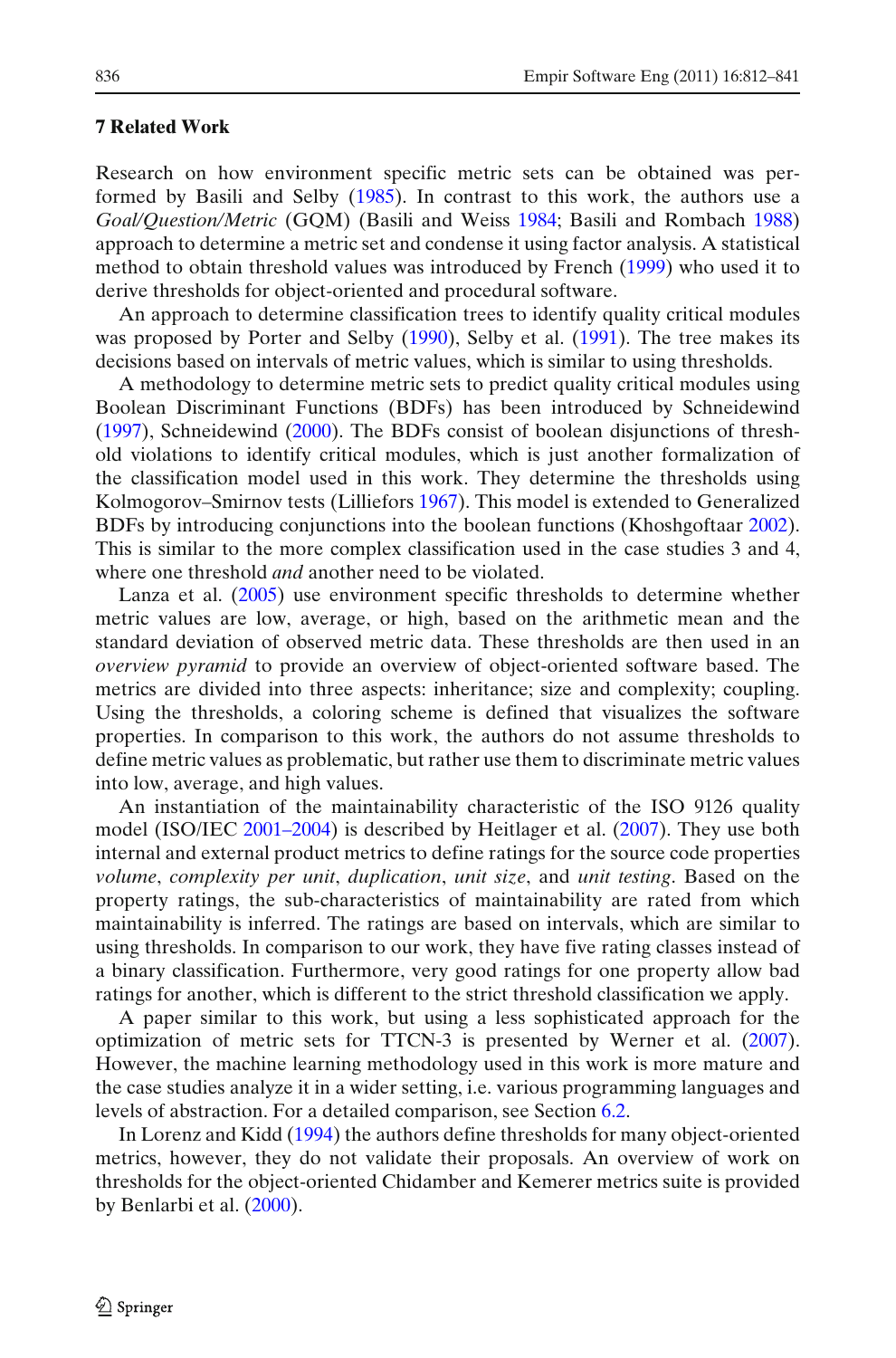## 7 Related Work

Research on how environment specific metric sets can be obtained was performed by Basili and Selby (1985). In contrast to this work, the authors use a *Goal/Question/Metric* (GQM) (Basili and Weiss 1984; Basili and Rombach 1988) approach to determine a metric set and condense it using factor analysis. A statistical method to obtain threshold values was introduced by French (1999) who used it to derive thresholds for object-oriented and procedural software.

An approach to determine classification trees to identify quality critical modules was proposed by Porter and Selby (1990), Selby et al. (1991). The tree makes its decisions based on intervals of metric values, which is similar to using thresholds.

A methodology to determine metric sets to predict quality critical modules using Boolean Discriminant Functions (BDFs) has been introduced by Schneidewind (1997), Schneidewind (2000). The BDFs consist of boolean disjunctions of threshold violations to identify critical modules, which is just another formalization of the classification model used in this work. They determine the thresholds using Kolmogorov–Smirnov tests (Lilliefors 1967). This model is extended to Generalized BDFs by introducing conjunctions into the boolean functions (Khoshgoftaar 2002). This is similar to the more complex classification used in the case studies 3 and 4, where one threshold *and* another need to be violated.

Lanza et al. (2005) use environment specific thresholds to determine whether metric values are low, average, or high, based on the arithmetic mean and the standard deviation of observed metric data. These thresholds are then used in an *overview pyramid* to provide an overview of object-oriented software based. The metrics are divided into three aspects: inheritance; size and complexity; coupling. Using the thresholds, a coloring scheme is defined that visualizes the software properties. In comparison to this work, the authors do not assume thresholds to define metric values as problematic, but rather use them to discriminate metric values into low, average, and high values.

An instantiation of the maintainability characteristic of the ISO 9126 quality model (ISO/IEC 2001–2004) is described by Heitlager et al. (2007). They use both internal and external product metrics to define ratings for the source code properties *volume*, *complexity per unit*, *duplication*, *unit size*, and *unit testing*. Based on the property ratings, the sub-characteristics of maintainability are rated from which maintainability is inferred. The ratings are based on intervals, which are similar to using thresholds. In comparison to our work, they have five rating classes instead of a binary classification. Furthermore, very good ratings for one property allow bad ratings for another, which is different to the strict threshold classification we apply.

A paper similar to this work, but using a less sophisticated approach for the optimization of metric sets for TTCN-3 is presented by Werner et al. (2007). However, the machine learning methodology used in this work is more mature and the case studies analyze it in a wider setting, i.e. various programming languages and levels of abstraction. For a detailed comparison, see Section 6.2.

In Lorenz and Kidd (1994) the authors define thresholds for many object-oriented metrics, however, they do not validate their proposals. An overview of work on thresholds for the object-oriented Chidamber and Kemerer metrics suite is provided by Benlarbi et al. (2000).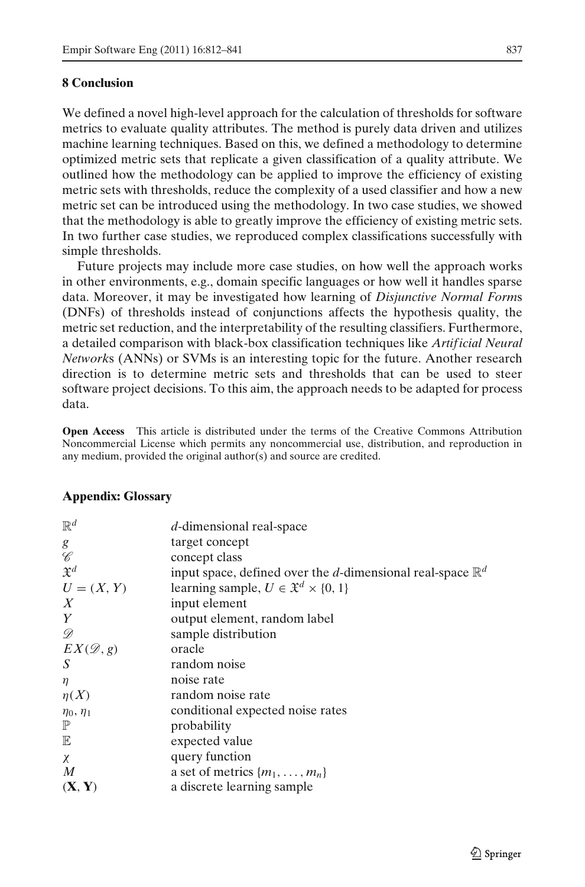## 8 Conclusion

We defined a novel high-level approach for the calculation of thresholds for software metrics to evaluate quality attributes. The method is purely data driven and utilizes machine learning techniques. Based on this, we defined a methodology to determine optimized metric sets that replicate a given classification of a quality attribute. We outlined how the methodology can be applied to improve the efficiency of existing metric sets with thresholds, reduce the complexity of a used classifier and how a new metric set can be introduced using the methodology. In two case studies, we showed that the methodology is able to greatly improve the efficiency of existing metric sets. In two further case studies, we reproduced complex classifications successfully with simple thresholds.

Future projects may include more case studies, on how well the approach works in other environments, e.g., domain specific languages or how well it handles sparse data. Moreover, it may be investigated how learning of *Disjunctive Normal Form*s (DNFs) of thresholds instead of conjunctions affects the hypothesis quality, the metric set reduction, and the interpretability of the resulting classifiers. Furthermore, a detailed comparison with black-box classification techniques like *Artificial Neural Network*s (ANNs) or SVMs is an interesting topic for the future. Another research direction is to determine metric sets and thresholds that can be used to steer software project decisions. To this aim, the approach needs to be adapted for process data.

**Open Access** This article is distributed under the terms of the Creative Commons Attribution Noncommercial License which permits any noncommercial use, distribution, and reproduction in any medium, provided the original author(s) and source are credited.

## Appendix: Glossary

| | |
|---|---|
| $\mathbb{R}^d$ | $d$-dimensional real-space |
| $g$ | target concept |
| $\mathscr{C}$ | concept class |
| $\mathfrak{X}^d$ | input space, defined over the $d$-dimensional real-space $\mathbb{R}^d$ |
| $U = (X, Y)$ | learning sample, $U \in \mathfrak{X}^d \times \{0, 1\}$ |
| $X$ | input element |
| $Y$ | output element, random label |
| $\mathscr{D}$ | sample distribution |
| $EX(\mathscr{D}, g)$ | oracle |
| $S$ | random noise |
| $\eta$ | noise rate |
| $\eta(X)$ | random noise rate |
| $\eta_0, \eta_1$ | conditional expected noise rates |
| $\mathbb{P}$ | probability |
| $\mathbb{E}$ | expected value |
| $\chi$ | query function |
| $M$ | a set of metrics $\{m_1, \ldots, m_n\}$ |
| $(\mathbf{X}, \mathbf{Y})$ | a discrete learning sample |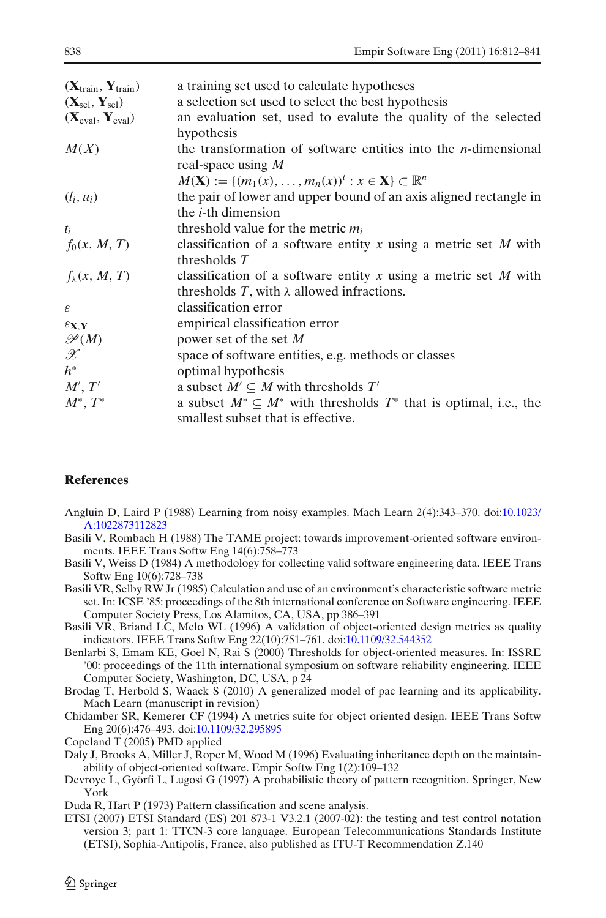| | |
|---|---|
| $(\mathbf{X}_{\text{train}}, \mathbf{Y}_{\text{train}})$ | a training set used to calculate hypotheses |
| $(\mathbf{X}_{\text{sel}}, \mathbf{Y}_{\text{sel}})$ | a selection set used to select the best hypothesis |
| $(\mathbf{X}_{\text{eval}}, \mathbf{Y}_{\text{eval}})$ | an evaluation set, used to evalute the quality of the selected hypothesis |
| $M(X)$ | the transformation of software entities into the $n$-dimensional real-space using $M$ $M(\mathbf{X}) := \{(m_1(x), \ldots, m_n(x))^t : x \in \mathbf{X}\} \subset \mathbb{R}^n$ |
| $(l_i, u_i)$ | the pair of lower and upper bound of an axis aligned rectangle in the $i$-th dimension |
| $t_i$ | threshold value for the metric $m_i$ |
| $f_0(x, M, T)$ | classification of a software entity $x$ using a metric set $M$ with thresholds $T$ |
| $f_\lambda(x, M, T)$ | classification of a software entity $x$ using a metric set $M$ with thresholds $T$, with $\lambda$ allowed infractions. |
| $\varepsilon$ | classification error |
| $\varepsilon_{\mathbf{X},\mathbf{Y}}$ | empirical classification error |
| $\mathscr{P}(M)$ | power set of the set $M$ |
| $\mathscr{X}$ | space of software entities, e.g. methods or classes |
| $h^*$ | optimal hypothesis |
| $M', T'$ | a subset $M' \subseteq M$ with thresholds $T'$ |
| $M^*, T^*$ | a subset $M^* \subseteq M^*$ with thresholds $T^*$ that is optimal, i.e., the smallest subset that is effective. |

## References

Angluin D, Laird P (1988) Learning from noisy examples. Mach Learn 2(4):343–370. doi:10.1023/A:1022873112823

Basili V, Rombach H (1988) The TAME project: towards improvement-oriented software environments. IEEE Trans Softw Eng 14(6):758–773

Basili V, Weiss D (1984) A methodology for collecting valid software engineering data. IEEE Trans Softw Eng 10(6):728–738

Basili VR, Selby RW Jr (1985) Calculation and use of an environment's characteristic software metric set. In: ICSE '85: proceedings of the 8th international conference on Software engineering. IEEE Computer Society Press, Los Alamitos, CA, USA, pp 386–391

Basili VR, Briand LC, Melo WL (1996) A validation of object-oriented design metrics as quality indicators. IEEE Trans Softw Eng 22(10):751–761. doi:10.1109/32.544352

Benlarbi S, Emam KE, Goel N, Rai S (2000) Thresholds for object-oriented measures. In: ISSRE '00: proceedings of the 11th international symposium on software reliability engineering. IEEE Computer Society, Washington, DC, USA, p 24

Brodag T, Herbold S, Waack S (2010) A generalized model of pac learning and its applicability. Mach Learn (manuscript in revision)

Chidamber SR, Kemerer CF (1994) A metrics suite for object oriented design. IEEE Trans Softw Eng 20(6):476–493. doi:10.1109/32.295895

Copeland T (2005) PMD applied

Daly J, Brooks A, Miller J, Roper M, Wood M (1996) Evaluating inheritance depth on the maintainability of object-oriented software. Empir Softw Eng 1(2):109–132

Devroye L, Györfi L, Lugosi G (1997) A probabilistic theory of pattern recognition. Springer, New York

Duda R, Hart P (1973) Pattern classification and scene analysis.

ETSI (2007) ETSI Standard (ES) 201 873-1 V3.2.1 (2007-02): the testing and test control notation version 3; part 1: TTCN-3 core language. European Telecommunications Standards Institute (ETSI), Sophia-Antipolis, France, also published as ITU-T Recommendation Z.140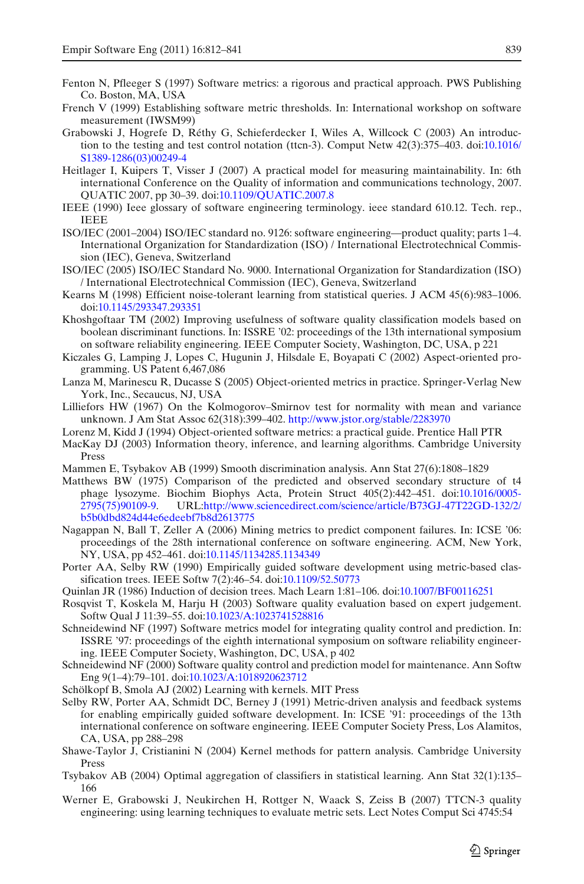Fenton N, Pfleeger S (1997) Software metrics: a rigorous and practical approach. PWS Publishing Co. Boston, MA, USA

French V (1999) Establishing software metric thresholds. In: International workshop on software measurement (IWSM99)

Grabowski J, Hogrefe D, Réthy G, Schieferdecker I, Wiles A, Willcock C (2003) An introduction to the testing and test control notation (ttcn-3). Comput Netw 42(3):375–403. doi:10.1016/S1389-1286(03)00249-4

Heitlager I, Kuipers T, Visser J (2007) A practical model for measuring maintainability. In: 6th international Conference on the Quality of information and communications technology, 2007. QUATIC 2007, pp 30–39. doi:10.1109/QUATIC.2007.8

IEEE (1990) Ieee glossary of software engineering terminology. ieee standard 610.12. Tech. rep., IEEE

ISO/IEC (2001–2004) ISO/IEC standard no. 9126: software engineering—product quality; parts 1–4. International Organization for Standardization (ISO) / International Electrotechnical Commission (IEC), Geneva, Switzerland

ISO/IEC (2005) ISO/IEC Standard No. 9000. International Organization for Standardization (ISO) / International Electrotechnical Commission (IEC), Geneva, Switzerland

Kearns M (1998) Efficient noise-tolerant learning from statistical queries. J ACM 45(6):983–1006. doi:10.1145/293347.293351

Khoshgoftaar TM (2002) Improving usefulness of software quality classification models based on boolean discriminant functions. In: ISSRE '02: proceedings of the 13th international symposium on software reliability engineering. IEEE Computer Society, Washington, DC, USA, p 221

Kiczales G, Lamping J, Lopes C, Hugunin J, Hilsdale E, Boyapati C (2002) Aspect-oriented programming. US Patent 6,467,086

Lanza M, Marinescu R, Ducasse S (2005) Object-oriented metrics in practice. Springer-Verlag New York, Inc., Secaucus, NJ, USA

Lilliefors HW (1967) On the Kolmogorov–Smirnov test for normality with mean and variance unknown. J Am Stat Assoc 62(318):399–402. http://www.jstor.org/stable/2283970

Lorenz M, Kidd J (1994) Object-oriented software metrics: a practical guide. Prentice Hall PTR

MacKay DJ (2003) Information theory, inference, and learning algorithms. Cambridge University Press

Mammen E, Tsybakov AB (1999) Smooth discrimination analysis. Ann Stat 27(6):1808–1829

Matthews BW (1975) Comparison of the predicted and observed secondary structure of t4 phage lysozyme. Biochim Biophys Acta, Protein Struct 405(2):442–451. doi:10.1016/0005-2795(75)90109-9. URL:http://www.sciencedirect.com/science/article/B73GJ-47T22GD-132/2/b5b0dbd824d44e6edeebf7b8d2613775

Nagappan N, Ball T, Zeller A (2006) Mining metrics to predict component failures. In: ICSE '06: proceedings of the 28th international conference on software engineering. ACM, New York, NY, USA, pp 452–461. doi:10.1145/1134285.1134349

Porter AA, Selby RW (1990) Empirically guided software development using metric-based classification trees. IEEE Softw 7(2):46–54. doi:10.1109/52.50773

Quinlan JR (1986) Induction of decision trees. Mach Learn 1:81–106. doi:10.1007/BF00116251

Rosqvist T, Koskela M, Harju H (2003) Software quality evaluation based on expert judgement. Softw Qual J 11:39–55. doi:10.1023/A:1023741528816

Schneidewind NF (1997) Software metrics model for integrating quality control and prediction. In: ISSRE '97: proceedings of the eighth international symposium on software reliability engineering. IEEE Computer Society, Washington, DC, USA, p 402

Schneidewind NF (2000) Software quality control and prediction model for maintenance. Ann Softw Eng 9(1–4):79–101. doi:10.1023/A:1018920623712

Schölkopf B, Smola AJ (2002) Learning with kernels. MIT Press

Selby RW, Porter AA, Schmidt DC, Berney J (1991) Metric-driven analysis and feedback systems for enabling empirically guided software development. In: ICSE '91: proceedings of the 13th international conference on software engineering. IEEE Computer Society Press, Los Alamitos, CA, USA, pp 288–298

Shawe-Taylor J, Cristianini N (2004) Kernel methods for pattern analysis. Cambridge University Press

Tsybakov AB (2004) Optimal aggregation of classifiers in statistical learning. Ann Stat 32(1):135–166

Werner E, Grabowski J, Neukirchen H, Rottger N, Waack S, Zeiss B (2007) TTCN-3 quality engineering: using learning techniques to evaluate metric sets. Lect Notes Comput Sci 4745:54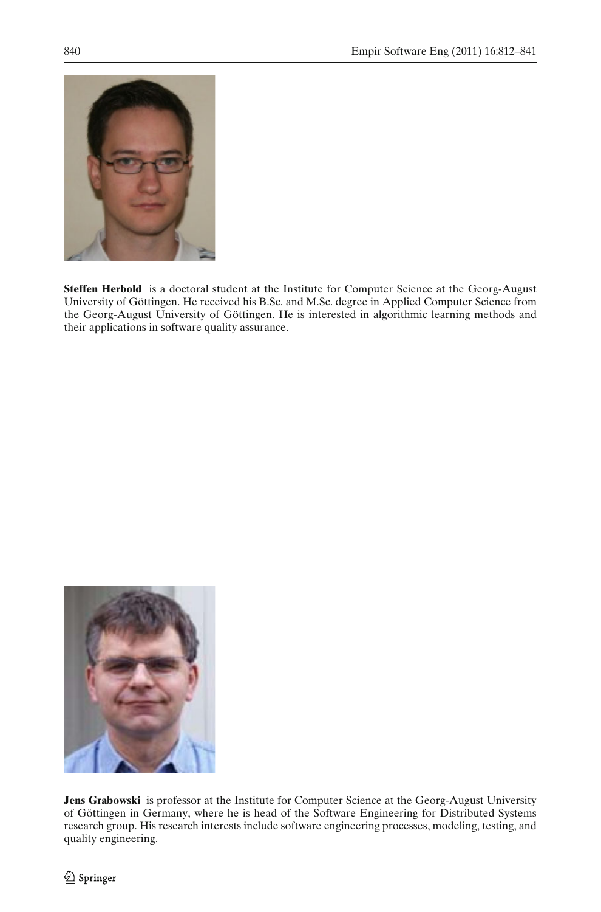**Steffen Herbold** is a doctoral student at the Institute for Computer Science at the Georg-August University of Göttingen. He received his B.Sc. and M.Sc. degree in Applied Computer Science from the Georg-August University of Göttingen. He is interested in algorithmic learning methods and their applications in software quality assurance.

**Jens Grabowski** is professor at the Institute for Computer Science at the Georg-August University of Göttingen in Germany, where he is head of the Software Engineering for Distributed Systems research group. His research interests include software engineering processes, modeling, testing, and quality engineering.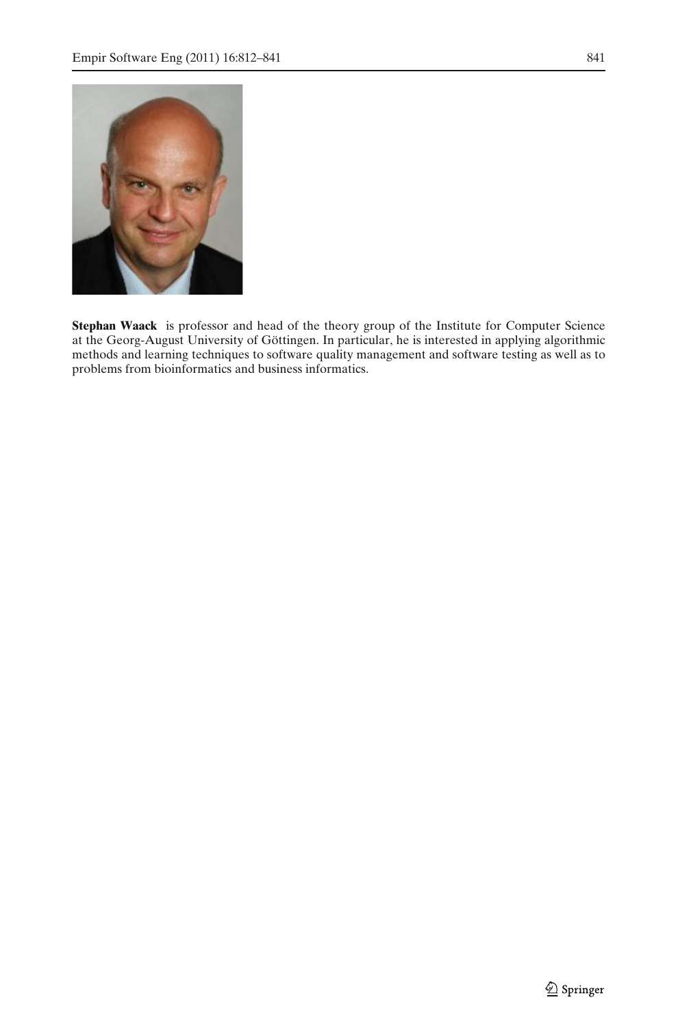**Stephan Waack** is professor and head of the theory group of the Institute for Computer Science at the Georg-August University of Göttingen. In particular, he is interested in applying algorithmic methods and learning techniques to software quality management and software testing as well as to problems from bioinformatics and business informatics.